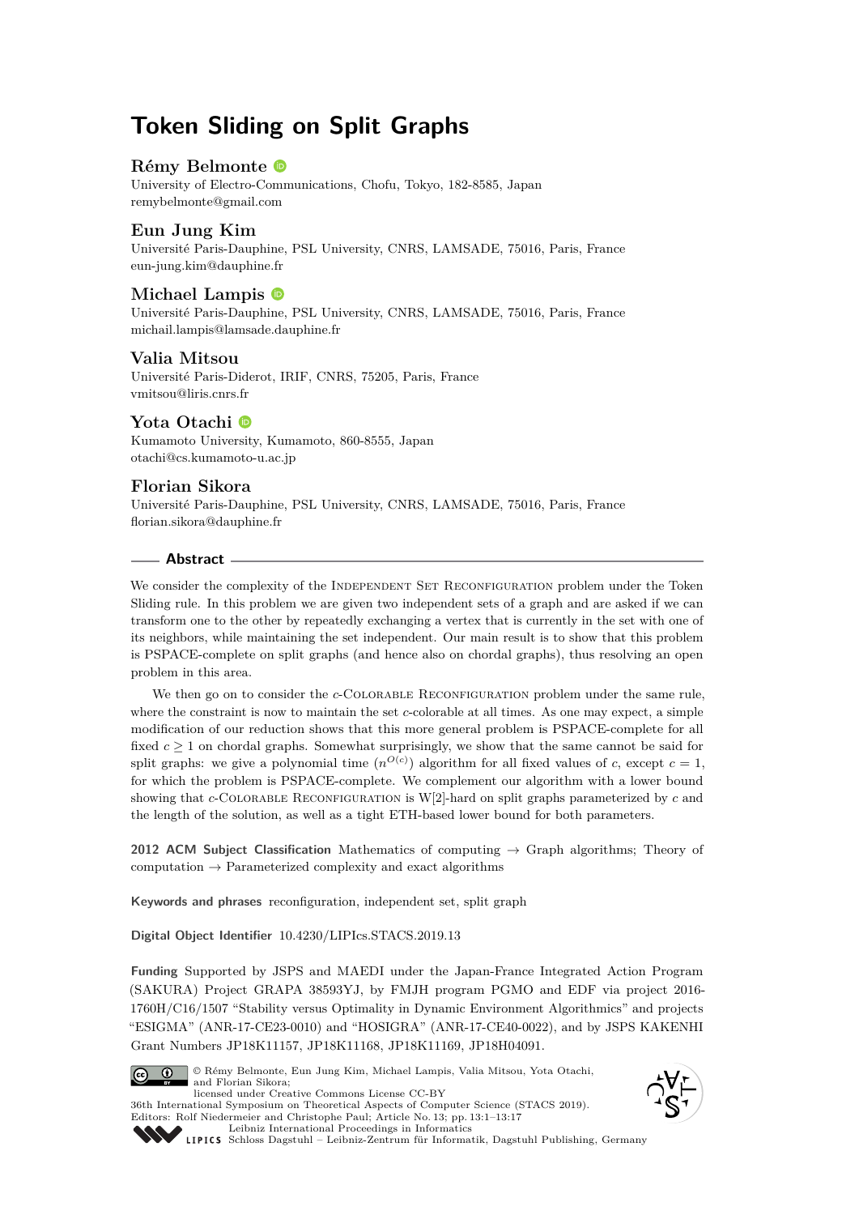# Token Sliding on Split Graphs

## Rémy Belmonte

University of Electro-Communications, Chofu, Tokyo, 182-8585, Japan
remybelmonte@gmail.com

## Eun Jung Kim

Université Paris-Dauphine, PSL University, CNRS, LAMSADE, 75016, Paris, France
eun-jung.kim@dauphine.fr

## Michael Lampis

Université Paris-Dauphine, PSL University, CNRS, LAMSADE, 75016, Paris, France
michail.lampis@lamsade.dauphine.fr

## Valia Mitsou

Université Paris-Diderot, IRIF, CNRS, 75205, Paris, France
vmitsou@liris.cnrs.fr

## Yota Otachi

Kumamoto University, Kumamoto, 860-8555, Japan
otachi@cs.kumamoto-u.ac.jp

## Florian Sikora

Université Paris-Dauphine, PSL University, CNRS, LAMSADE, 75016, Paris, France
florian.sikora@dauphine.fr

## Abstract

We consider the complexity of the Independent Set Reconfiguration problem under the Token Sliding rule. In this problem we are given two independent sets of a graph and are asked if we can transform one to the other by repeatedly exchanging a vertex that is currently in the set with one of its neighbors, while maintaining the set independent. Our main result is to show that this problem is PSPACE-complete on split graphs (and hence also on chordal graphs), thus resolving an open problem in this area.

We then go on to consider the $c$-Colorable Reconfiguration problem under the same rule, where the constraint is now to maintain the set $c$-colorable at all times. As one may expect, a simple modification of our reduction shows that this more general problem is PSPACE-complete for all fixed $c \geq 1$ on chordal graphs. Somewhat surprisingly, we show that the same cannot be said for split graphs: we give a polynomial time ($n^{O(c)}$) algorithm for all fixed values of $c$, except $c = 1$, for which the problem is PSPACE-complete. We complement our algorithm with a lower bound showing that $c$-Colorable Reconfiguration is W[2]-hard on split graphs parameterized by $c$ and the length of the solution, as well as a tight ETH-based lower bound for both parameters.

**2012 ACM Subject Classification** Mathematics of computing → Graph algorithms; Theory of computation → Parameterized complexity and exact algorithms

**Keywords and phrases** reconfiguration, independent set, split graph

**Digital Object Identifier** 10.4230/LIPIcs.STACS.2019.13

**Funding** Supported by JSPS and MAEDI under the Japan-France Integrated Action Program (SAKURA) Project GRAPA 38593YJ, by FMJH program PGMO and EDF via project 2016-1760H/C16/1507 “Stability versus Optimality in Dynamic Environment Algorithmics” and projects “ESIGMA” (ANR-17-CE23-0010) and “HOSIGRA” (ANR-17-CE40-0022), and by JSPS KAKENHI Grant Numbers JP18K11157, JP18K11168, JP18K11169, JP18H04091.

© Rémy Belmonte, Eun Jung Kim, Michael Lampis, Valia Mitsou, Yota Otachi, and Florian Sikora;
licensed under Creative Commons License CC-BY
36th International Symposium on Theoretical Aspects of Computer Science (STACS 2019).
Editors: Rolf Niedermeier and Christophe Paul; Article No. 13; pp. 13:1–13:17
Leibniz International Proceedings in Informatics
Schloss Dagstuhl – Leibniz-Zentrum für Informatik, Dagstuhl Publishing, Germany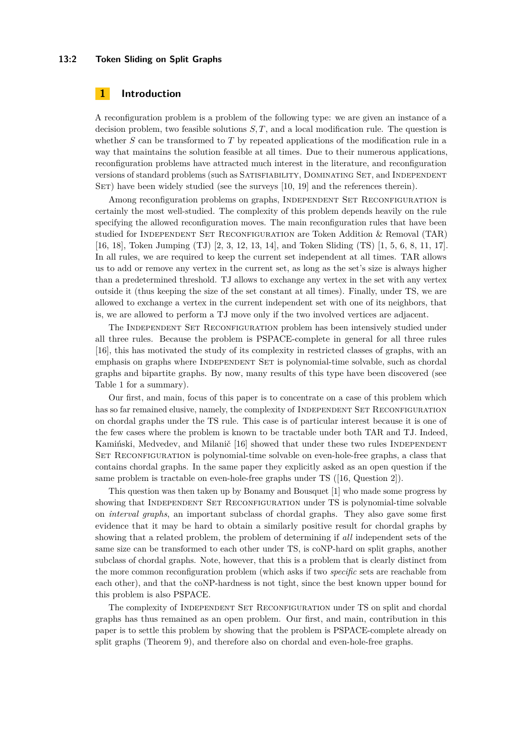## 1 Introduction

A reconfiguration problem is a problem of the following type: we are given an instance of a decision problem, two feasible solutions $S, T$, and a local modification rule. The question is whether $S$ can be transformed to $T$ by repeated applications of the modification rule in a way that maintains the solution feasible at all times. Due to their numerous applications, reconfiguration problems have attracted much interest in the literature, and reconfiguration versions of standard problems (such as Satisfiability, Dominating Set, and Independent Set) have been widely studied (see the surveys [10, 19] and the references therein).

Among reconfiguration problems on graphs, Independent Set Reconfiguration is certainly the most well-studied. The complexity of this problem depends heavily on the rule specifying the allowed reconfiguration moves. The main reconfiguration rules that have been studied for Independent Set Reconfiguration are Token Addition & Removal (TAR) [16, 18], Token Jumping (TJ) [2, 3, 12, 13, 14], and Token Sliding (TS) [1, 5, 6, 8, 11, 17]. In all rules, we are required to keep the current set independent at all times. TAR allows us to add or remove any vertex in the current set, as long as the set's size is always higher than a predetermined threshold. TJ allows to exchange any vertex in the set with any vertex outside it (thus keeping the size of the set constant at all times). Finally, under TS, we are allowed to exchange a vertex in the current independent set with one of its neighbors, that is, we are allowed to perform a TJ move only if the two involved vertices are adjacent.

The Independent Set Reconfiguration problem has been intensively studied under all three rules. Because the problem is PSPACE-complete in general for all three rules [16], this has motivated the study of its complexity in restricted classes of graphs, with an emphasis on graphs where Independent Set is polynomial-time solvable, such as chordal graphs and bipartite graphs. By now, many results of this type have been discovered (see Table 1 for a summary).

Our first, and main, focus of this paper is to concentrate on a case of this problem which has so far remained elusive, namely, the complexity of Independent Set Reconfiguration on chordal graphs under the TS rule. This case is of particular interest because it is one of the few cases where the problem is known to be tractable under both TAR and TJ. Indeed, Kamiński, Medvedev, and Milanič [16] showed that under these two rules Independent Set Reconfiguration is polynomial-time solvable on even-hole-free graphs, a class that contains chordal graphs. In the same paper they explicitly asked as an open question if the same problem is tractable on even-hole-free graphs under TS ([16, Question 2]).

This question was then taken up by Bonamy and Bousquet [1] who made some progress by showing that Independent Set Reconfiguration under TS is polynomial-time solvable on *interval graphs*, an important subclass of chordal graphs. They also gave some first evidence that it may be hard to obtain a similarly positive result for chordal graphs by showing that a related problem, the problem of determining if *all* independent sets of the same size can be transformed to each other under TS, is coNP-hard on split graphs, another subclass of chordal graphs. Note, however, that this is a problem that is clearly distinct from the more common reconfiguration problem (which asks if two *specific* sets are reachable from each other), and that the coNP-hardness is not tight, since the best known upper bound for this problem is also PSPACE.

The complexity of Independent Set Reconfiguration under TS on split and chordal graphs has thus remained as an open problem. Our first, and main, contribution in this paper is to settle this problem by showing that the problem is PSPACE-complete already on split graphs (Theorem 9), and therefore also on chordal and even-hole-free graphs.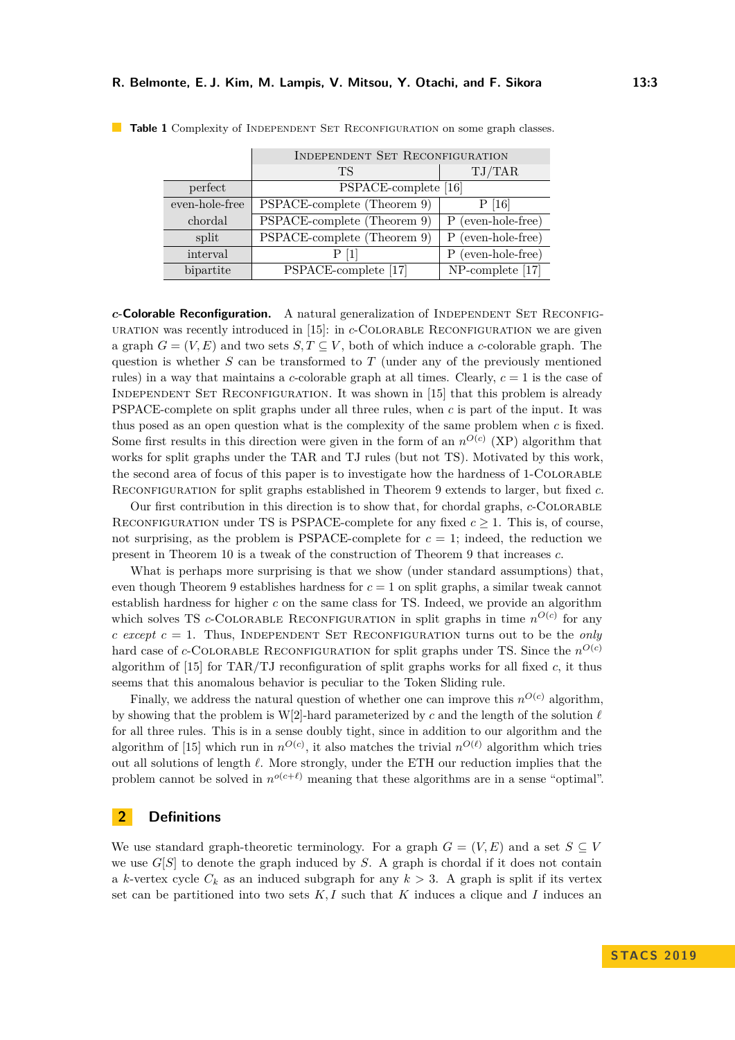**Table 1** Complexity of Independent Set Reconfiguration on some graph classes.

| | Independent Set Reconfiguration | |
|---|---|---|
| | TS | TJ/TAR |
| perfect | PSPACE-complete [16] | |
| even-hole-free | PSPACE-complete (Theorem 9) | P [16] |
| chordal | PSPACE-complete (Theorem 9) | P (even-hole-free) |
| split | PSPACE-complete (Theorem 9) | P (even-hole-free) |
| interval | P [1] | P (even-hole-free) |
| bipartite | PSPACE-complete [17] | NP-complete [17] |

**$c$-Colorable Reconfiguration.** A natural generalization of Independent Set Reconfiguration was recently introduced in [15]: in $c$-Colorable Reconfiguration we are given a graph $G = (V, E)$ and two sets $S, T \subseteq V$, both of which induce a $c$-colorable graph. The question is whether $S$ can be transformed to $T$ (under any of the previously mentioned rules) in a way that maintains a $c$-colorable graph at all times. Clearly, $c = 1$ is the case of Independent Set Reconfiguration. It was shown in [15] that this problem is already PSPACE-complete on split graphs under all three rules, when $c$ is part of the input. It was thus posed as an open question what is the complexity of the same problem when $c$ is fixed. Some first results in this direction were given in the form of an $n^{O(c)}$ (XP) algorithm that works for split graphs under the TAR and TJ rules (but not TS). Motivated by this work, the second area of focus of this paper is to investigate how the hardness of 1-Colorable Reconfiguration for split graphs established in Theorem 9 extends to larger, but fixed $c$.

Our first contribution in this direction is to show that, for chordal graphs, $c$-Colorable Reconfiguration under TS is PSPACE-complete for any fixed $c \geq 1$. This is, of course, not surprising, as the problem is PSPACE-complete for $c = 1$; indeed, the reduction we present in Theorem 10 is a tweak of the construction of Theorem 9 that increases $c$.

What is perhaps more surprising is that we show (under standard assumptions) that, even though Theorem 9 establishes hardness for $c = 1$ on split graphs, a similar tweak cannot establish hardness for higher $c$ on the same class for TS. Indeed, we provide an algorithm which solves TS $c$-Colorable Reconfiguration in split graphs in time $n^{O(c)}$ for any $c$ *except* $c = 1$. Thus, Independent Set Reconfiguration turns out to be the *only* hard case of $c$-Colorable Reconfiguration for split graphs under TS. Since the $n^{O(c)}$ algorithm of [15] for TAR/TJ reconfiguration of split graphs works for all fixed $c$, it thus seems that this anomalous behavior is peculiar to the Token Sliding rule.

Finally, we address the natural question of whether one can improve this $n^{O(c)}$ algorithm, by showing that the problem is W[2]-hard parameterized by $c$ and the length of the solution $\ell$ for all three rules. This is in a sense doubly tight, since in addition to our algorithm and the algorithm of [15] which run in $n^{O(c)}$, it also matches the trivial $n^{O(\ell)}$ algorithm which tries out all solutions of length $\ell$. More strongly, under the ETH our reduction implies that the problem cannot be solved in $n^{o(c+\ell)}$ meaning that these algorithms are in a sense "optimal".

## 2 Definitions

We use standard graph-theoretic terminology. For a graph $G = (V, E)$ and a set $S \subseteq V$ we use $G[S]$ to denote the graph induced by $S$. A graph is chordal if it does not contain a $k$-vertex cycle $C_k$ as an induced subgraph for any $k > 3$. A graph is split if its vertex set can be partitioned into two sets $K, I$ such that $K$ induces a clique and $I$ induces an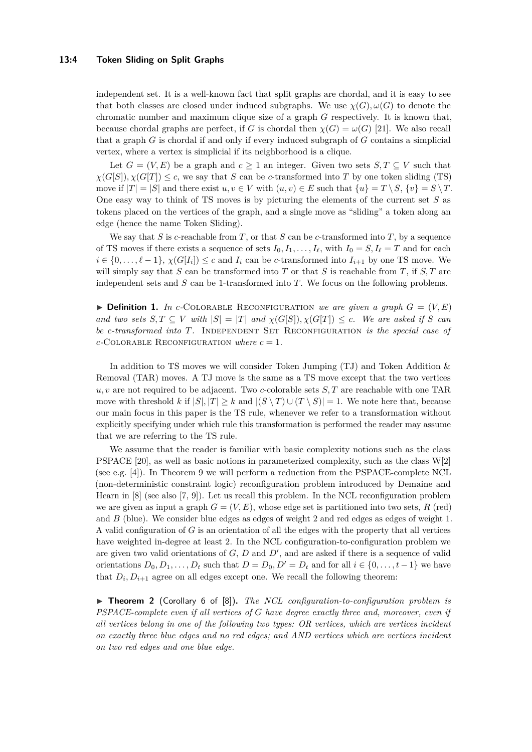independent set. It is a well-known fact that split graphs are chordal, and it is easy to see that both classes are closed under induced subgraphs. We use $\chi(G), \omega(G)$ to denote the chromatic number and maximum clique size of a graph $G$ respectively. It is known that, because chordal graphs are perfect, if $G$ is chordal then $\chi(G) = \omega(G)$ [21]. We also recall that a graph $G$ is chordal if and only if every induced subgraph of $G$ contains a simplicial vertex, where a vertex is simplicial if its neighborhood is a clique.

Let $G = (V, E)$ be a graph and $c \geq 1$ an integer. Given two sets $S, T \subseteq V$ such that $\chi(G[S]), \chi(G[T]) \leq c$, we say that $S$ can be $c$-transformed into $T$ by one token sliding (TS) move if $|T| = |S|$ and there exist $u, v \in V$ with $(u, v) \in E$ such that $\{u\} = T \setminus S$, $\{v\} = S \setminus T$. One easy way to think of TS moves is by picturing the elements of the current set $S$ as tokens placed on the vertices of the graph, and a single move as "sliding" a token along an edge (hence the name Token Sliding).

We say that $S$ is $c$-reachable from $T$, or that $S$ can be $c$-transformed into $T$, by a sequence of TS moves if there exists a sequence of sets $I_0, I_1, \dots, I_\ell$, with $I_0 = S, I_\ell = T$ and for each $i \in \{0, \dots, \ell - 1\}$, $\chi(G[I_i]) \leq c$ and $I_i$ can be $c$-transformed into $I_{i+1}$ by one TS move. We will simply say that $S$ can be transformed into $T$ or that $S$ is reachable from $T$, if $S, T$ are independent sets and $S$ can be 1-transformed into $T$. We focus on the following problems.

▶ **Definition 1.** *In c-*Colorable Reconfiguration *we are given a graph $G = (V, E)$ and two sets $S, T \subseteq V$ with $|S| = |T|$ and $\chi(G[S]), \chi(G[T]) \leq c$. We are asked if $S$ can be $c$-transformed into $T$.* Independent Set Reconfiguration *is the special case of c-*Colorable Reconfiguration *where $c = 1$.*

In addition to TS moves we will consider Token Jumping (TJ) and Token Addition & Removal (TAR) moves. A TJ move is the same as a TS move except that the two vertices $u, v$ are not required to be adjacent. Two $c$-colorable sets $S, T$ are reachable with one TAR move with threshold $k$ if $|S|, |T| \geq k$ and $|(S \setminus T) \cup (T \setminus S)| = 1$. We note here that, because our main focus in this paper is the TS rule, whenever we refer to a transformation without explicitly specifying under which rule this transformation is performed the reader may assume that we are referring to the TS rule.

We assume that the reader is familiar with basic complexity notions such as the class PSPACE [20], as well as basic notions in parameterized complexity, such as the class W[2] (see e.g. [4]). In Theorem 9 we will perform a reduction from the PSPACE-complete NCL (non-deterministic constraint logic) reconfiguration problem introduced by Demaine and Hearn in [8] (see also [7, 9]). Let us recall this problem. In the NCL reconfiguration problem we are given as input a graph $G = (V, E)$, whose edge set is partitioned into two sets, $R$ (red) and $B$ (blue). We consider blue edges as edges of weight 2 and red edges as edges of weight 1. A valid configuration of $G$ is an orientation of all the edges with the property that all vertices have weighted in-degree at least 2. In the NCL configuration-to-configuration problem we are given two valid orientations of $G$, $D$ and $D'$, and are asked if there is a sequence of valid orientations $D_0, D_1, \dots, D_t$ such that $D = D_0, D' = D_t$ and for all $i \in \{0, \dots, t - 1\}$ we have that $D_i, D_{i+1}$ agree on all edges except one. We recall the following theorem:

▶ **Theorem 2** (Corollary 6 of [8]). *The NCL configuration-to-configuration problem is PSPACE-complete even if all vertices of $G$ have degree exactly three and, moreover, even if all vertices belong in one of the following two types: OR vertices, which are vertices incident on exactly three blue edges and no red edges; and AND vertices which are vertices incident on two red edges and one blue edge.*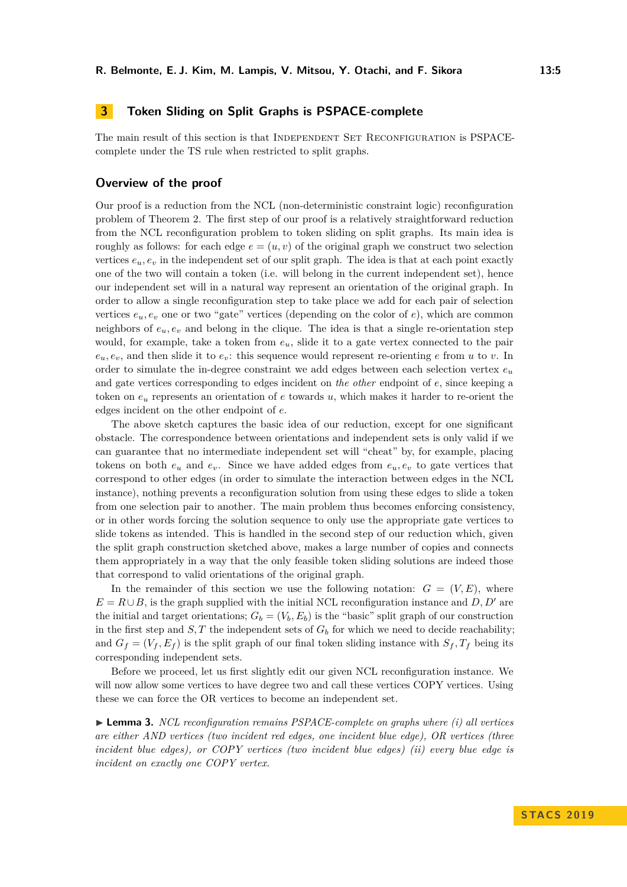## 3 Token Sliding on Split Graphs is PSPACE-complete

The main result of this section is that Independent Set Reconfiguration is PSPACE-complete under the TS rule when restricted to split graphs.

### Overview of the proof

Our proof is a reduction from the NCL (non-deterministic constraint logic) reconfiguration problem of Theorem 2. The first step of our proof is a relatively straightforward reduction from the NCL reconfiguration problem to token sliding on split graphs. Its main idea is roughly as follows: for each edge $e = (u, v)$ of the original graph we construct two selection vertices $e_u, e_v$ in the independent set of our split graph. The idea is that at each point exactly one of the two will contain a token (i.e. will belong in the current independent set), hence our independent set will in a natural way represent an orientation of the original graph. In order to allow a single reconfiguration step to take place we add for each pair of selection vertices $e_u, e_v$ one or two "gate" vertices (depending on the color of $e$), which are common neighbors of $e_u, e_v$ and belong in the clique. The idea is that a single re-orientation step would, for example, take a token from $e_u$, slide it to a gate vertex connected to the pair $e_u, e_v$, and then slide it to $e_v$: this sequence would represent re-orienting $e$ from $u$ to $v$. In order to simulate the in-degree constraint we add edges between each selection vertex $e_u$ and gate vertices corresponding to edges incident on *the other* endpoint of $e$, since keeping a token on $e_u$ represents an orientation of $e$ towards $u$, which makes it harder to re-orient the edges incident on the other endpoint of $e$.

The above sketch captures the basic idea of our reduction, except for one significant obstacle. The correspondence between orientations and independent sets is only valid if we can guarantee that no intermediate independent set will "cheat" by, for example, placing tokens on both $e_u$ and $e_v$. Since we have added edges from $e_u, e_v$ to gate vertices that correspond to other edges (in order to simulate the interaction between edges in the NCL instance), nothing prevents a reconfiguration solution from using these edges to slide a token from one selection pair to another. The main problem thus becomes enforcing consistency, or in other words forcing the solution sequence to only use the appropriate gate vertices to slide tokens as intended. This is handled in the second step of our reduction which, given the split graph construction sketched above, makes a large number of copies and connects them appropriately in a way that the only feasible token sliding solutions are indeed those that correspond to valid orientations of the original graph.

In the remainder of this section we use the following notation: $G = (V, E)$, where $E = R \cup B$, is the graph supplied with the initial NCL reconfiguration instance and $D, D'$ are the initial and target orientations; $G_b = (V_b, E_b)$ is the "basic" split graph of our construction in the first step and $S, T$ the independent sets of $G_b$ for which we need to decide reachability; and $G_f = (V_f, E_f)$ is the split graph of our final token sliding instance with $S_f, T_f$ being its corresponding independent sets.

Before we proceed, let us first slightly edit our given NCL reconfiguration instance. We will now allow some vertices to have degree two and call these vertices COPY vertices. Using these we can force the OR vertices to become an independent set.

▶ **Lemma 3.** *NCL reconfiguration remains PSPACE-complete on graphs where (i) all vertices are either AND vertices (two incident red edges, one incident blue edge), OR vertices (three incident blue edges), or COPY vertices (two incident blue edges) (ii) every blue edge is incident on exactly one COPY vertex.*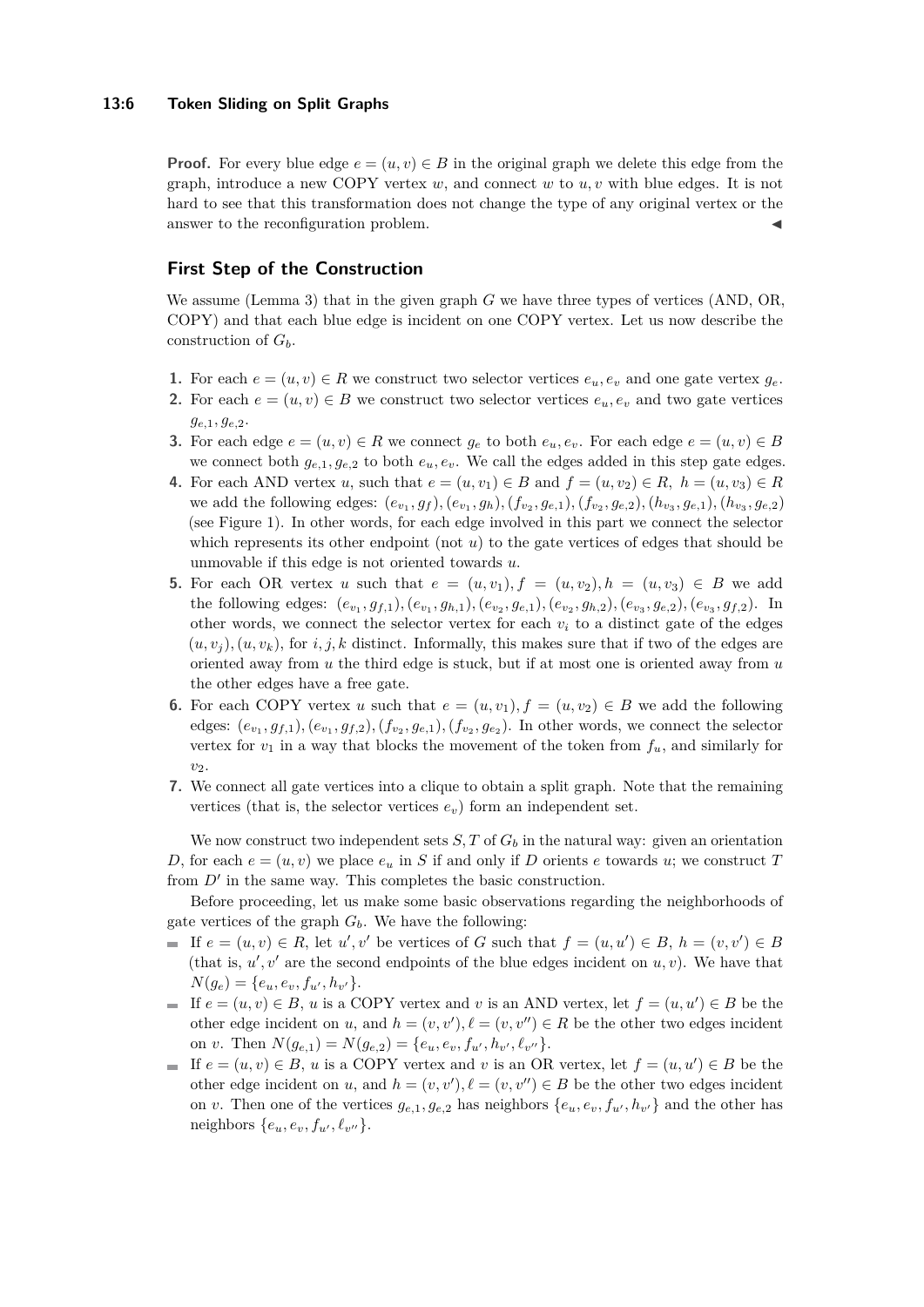**Proof.** For every blue edge $e = (u, v) \in B$ in the original graph we delete this edge from the graph, introduce a new COPY vertex $w$, and connect $w$ to $u, v$ with blue edges. It is not hard to see that this transformation does not change the type of any original vertex or the answer to the reconfiguration problem. ◀

## First Step of the Construction

We assume (Lemma 3) that in the given graph $G$ we have three types of vertices (AND, OR, COPY) and that each blue edge is incident on one COPY vertex. Let us now describe the construction of $G_b$.

1. For each $e = (u, v) \in R$ we construct two selector vertices $e_u, e_v$ and one gate vertex $g_e$.
2. For each $e = (u, v) \in B$ we construct two selector vertices $e_u, e_v$ and two gate vertices $g_{e,1}, g_{e,2}$.
3. For each edge $e = (u, v) \in R$ we connect $g_e$ to both $e_u, e_v$. For each edge $e = (u, v) \in B$ we connect both $g_{e,1}, g_{e,2}$ to both $e_u, e_v$. We call the edges added in this step gate edges.
4. For each AND vertex $u$, such that $e = (u, v_1) \in B$ and $f = (u, v_2) \in R$, $h = (u, v_3) \in R$ we add the following edges: $(e_{v_1}, g_f), (e_{v_1}, g_h), (f_{v_2}, g_{e,1}), (f_{v_2}, g_{e,2}), (h_{v_3}, g_{e,1}), (h_{v_3}, g_{e,2})$ (see Figure 1). In other words, for each edge involved in this part we connect the selector which represents its other endpoint (not $u$) to the gate vertices of edges that should be unmovable if this edge is not oriented towards $u$.
5. For each OR vertex $u$ such that $e = (u, v_1), f = (u, v_2), h = (u, v_3) \in B$ we add the following edges: $(e_{v_1}, g_{f,1}), (e_{v_1}, g_{h,1}), (e_{v_2}, g_{e,1}), (e_{v_2}, g_{h,2}), (e_{v_3}, g_{e,2}), (e_{v_3}, g_{f,2})$. In other words, we connect the selector vertex for each $v_i$ to a distinct gate of the edges $(u, v_j), (u, v_k)$, for $i, j, k$ distinct. Informally, this makes sure that if two of the edges are oriented away from $u$ the third edge is stuck, but if at most one is oriented away from $u$ the other edges have a free gate.
6. For each COPY vertex $u$ such that $e = (u, v_1), f = (u, v_2) \in B$ we add the following edges: $(e_{v_1}, g_{f,1}), (e_{v_1}, g_{f,2}), (f_{v_2}, g_{e,1}), (f_{v_2}, g_{e_2})$. In other words, we connect the selector vertex for $v_1$ in a way that blocks the movement of the token from $f_u$, and similarly for $v_2$.
7. We connect all gate vertices into a clique to obtain a split graph. Note that the remaining vertices (that is, the selector vertices $e_v$) form an independent set.

We now construct two independent sets $S, T$ of $G_b$ in the natural way: given an orientation $D$, for each $e = (u, v)$ we place $e_u$ in $S$ if and only if $D$ orients $e$ towards $u$; we construct $T$ from $D'$ in the same way. This completes the basic construction.

Before proceeding, let us make some basic observations regarding the neighborhoods of gate vertices of the graph $G_b$. We have the following:

- If $e = (u, v) \in R$, let $u', v'$ be vertices of $G$ such that $f = (u, u') \in B$, $h = (v, v') \in B$ (that is, $u', v'$ are the second endpoints of the blue edges incident on $u, v$). We have that $N(g_e) = \{e_u, e_v, f_{u'}, h_{v'}\}$.
- If $e = (u, v) \in B$, $u$ is a COPY vertex and $v$ is an AND vertex, let $f = (u, u') \in B$ be the other edge incident on $u$, and $h = (v, v'), \ell = (v, v'') \in R$ be the other two edges incident on $v$. Then $N(g_{e,1}) = N(g_{e,2}) = \{e_u, e_v, f_{u'}, h_{v'}, \ell_{v''}\}$.
- If $e = (u, v) \in B$, $u$ is a COPY vertex and $v$ is an OR vertex, let $f = (u, u') \in B$ be the other edge incident on $u$, and $h = (v, v'), \ell = (v, v'') \in B$ be the other two edges incident on $v$. Then one of the vertices $g_{e,1}, g_{e,2}$ has neighbors $\{e_u, e_v, f_{u'}, h_{v'}\}$ and the other has neighbors $\{e_u, e_v, f_{u'}, \ell_{v''}\}$.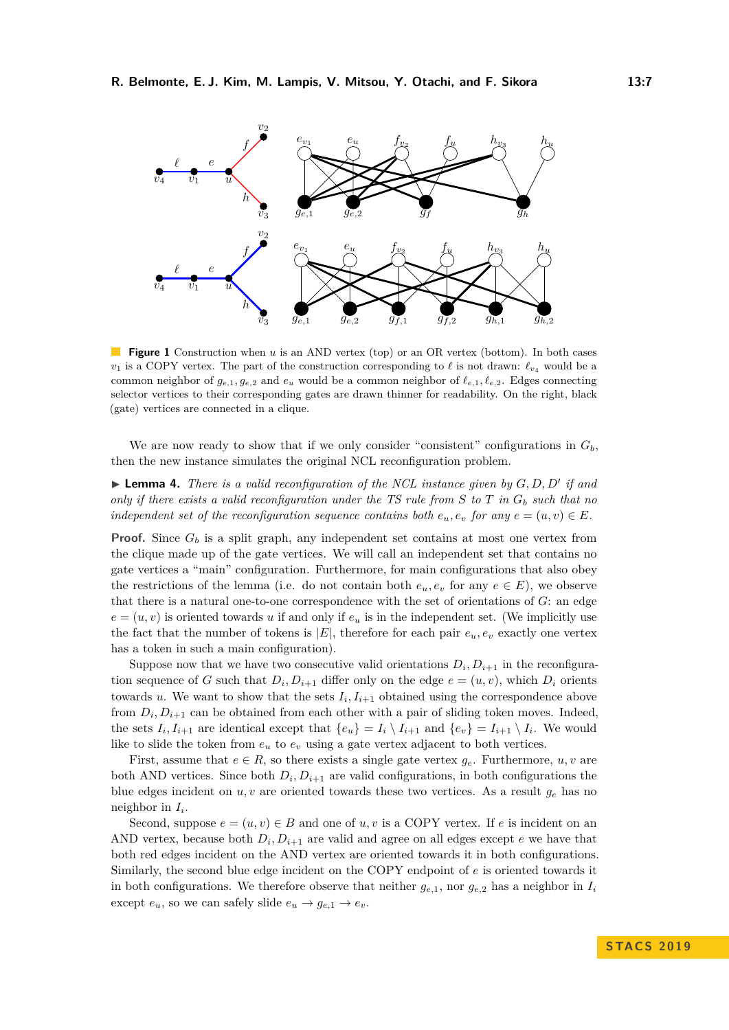**Figure 1** Construction when $u$ is an AND vertex (top) or an OR vertex (bottom). In both cases $v_1$ is a COPY vertex. The part of the construction corresponding to $\ell$ is not drawn: $\ell_{v_4}$ would be a common neighbor of $g_{e,1}, g_{e,2}$ and $e_u$ would be a common neighbor of $\ell_{e,1}, \ell_{e,2}$. Edges connecting selector vertices to their corresponding gates are drawn thinner for readability. On the right, black (gate) vertices are connected in a clique.

We are now ready to show that if we only consider "consistent" configurations in $G_b$, then the new instance simulates the original NCL reconfiguration problem.

▶ **Lemma 4.** *There is a valid reconfiguration of the NCL instance given by $G, D, D'$ if and only if there exists a valid reconfiguration under the TS rule from $S$ to $T$ in $G_b$ such that no independent set of the reconfiguration sequence contains both $e_u, e_v$ for any $e = (u, v) \in E$.*

**Proof.** Since $G_b$ is a split graph, any independent set contains at most one vertex from the clique made up of the gate vertices. We will call an independent set that contains no gate vertices a "main" configuration. Furthermore, for main configurations that also obey the restrictions of the lemma (i.e. do not contain both $e_u, e_v$ for any $e \in E$), we observe that there is a natural one-to-one correspondence with the set of orientations of $G$: an edge $e = (u, v)$ is oriented towards $u$ if and only if $e_u$ is in the independent set. (We implicitly use the fact that the number of tokens is $|E|$, therefore for each pair $e_u, e_v$ exactly one vertex has a token in such a main configuration).

Suppose now that we have two consecutive valid orientations $D_i, D_{i+1}$ in the reconfiguration sequence of $G$ such that $D_i, D_{i+1}$ differ only on the edge $e = (u, v)$, which $D_i$ orients towards $u$. We want to show that the sets $I_i, I_{i+1}$ obtained using the correspondence above from $D_i, D_{i+1}$ can be obtained from each other with a pair of sliding token moves. Indeed, the sets $I_i, I_{i+1}$ are identical except that $\{e_u\} = I_i \setminus I_{i+1}$ and $\{e_v\} = I_{i+1} \setminus I_i$. We would like to slide the token from $e_u$ to $e_v$ using a gate vertex adjacent to both vertices.

First, assume that $e \in R$, so there exists a single gate vertex $g_e$. Furthermore, $u, v$ are both AND vertices. Since both $D_i, D_{i+1}$ are valid configurations, in both configurations the blue edges incident on $u, v$ are oriented towards these two vertices. As a result $g_e$ has no neighbor in $I_i$.

Second, suppose $e = (u, v) \in B$ and one of $u, v$ is a COPY vertex. If $e$ is incident on an AND vertex, because both $D_i, D_{i+1}$ are valid and agree on all edges except $e$ we have that both red edges incident on the AND vertex are oriented towards it in both configurations. Similarly, the second blue edge incident on the COPY endpoint of $e$ is oriented towards it in both configurations. We therefore observe that neither $g_{e,1}$, nor $g_{e,2}$ has a neighbor in $I_i$ except $e_u$, so we can safely slide $e_u \to g_{e,1} \to e_v$.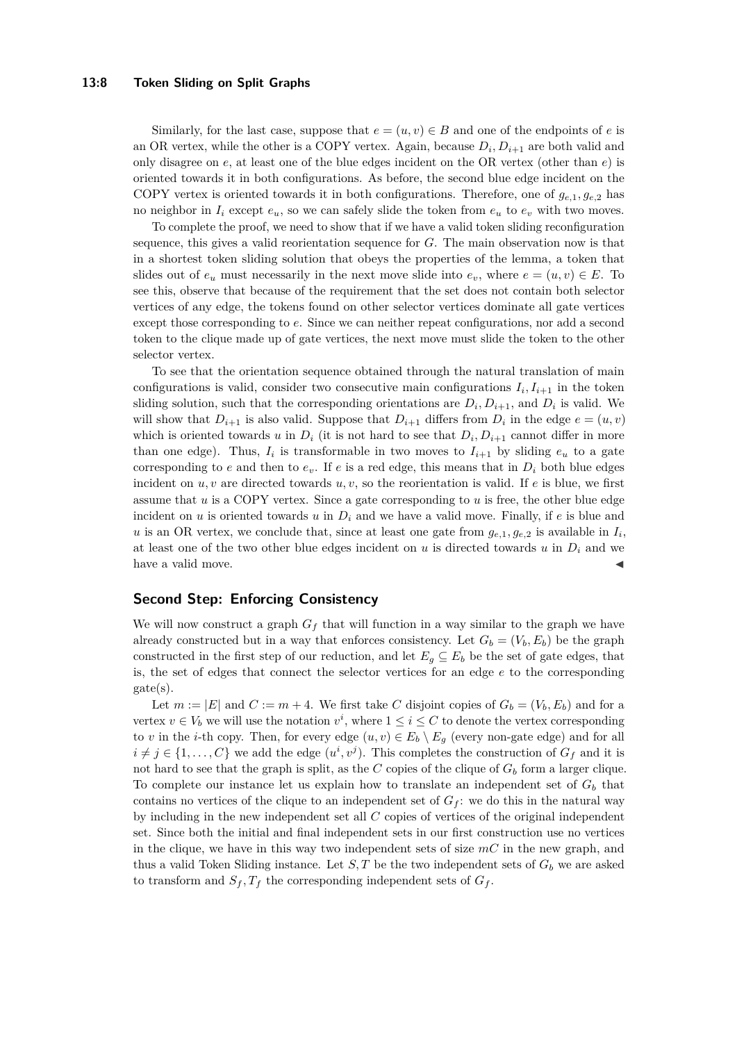Similarly, for the last case, suppose that $e = (u, v) \in B$ and one of the endpoints of $e$ is an OR vertex, while the other is a COPY vertex. Again, because $D_i, D_{i+1}$ are both valid and only disagree on $e$, at least one of the blue edges incident on the OR vertex (other than $e$) is oriented towards it in both configurations. As before, the second blue edge incident on the COPY vertex is oriented towards it in both configurations. Therefore, one of $g_{e,1}, g_{e,2}$ has no neighbor in $I_i$ except $e_u$, so we can safely slide the token from $e_u$ to $e_v$ with two moves.

To complete the proof, we need to show that if we have a valid token sliding reconfiguration sequence, this gives a valid reorientation sequence for $G$. The main observation now is that in a shortest token sliding solution that obeys the properties of the lemma, a token that slides out of $e_u$ must necessarily in the next move slide into $e_v$, where $e = (u, v) \in E$. To see this, observe that because of the requirement that the set does not contain both selector vertices of any edge, the tokens found on other selector vertices dominate all gate vertices except those corresponding to $e$. Since we can neither repeat configurations, nor add a second token to the clique made up of gate vertices, the next move must slide the token to the other selector vertex.

To see that the orientation sequence obtained through the natural translation of main configurations is valid, consider two consecutive main configurations $I_i, I_{i+1}$ in the token sliding solution, such that the corresponding orientations are $D_i, D_{i+1}$, and $D_i$ is valid. We will show that $D_{i+1}$ is also valid. Suppose that $D_{i+1}$ differs from $D_i$ in the edge $e = (u, v)$ which is oriented towards $u$ in $D_i$ (it is not hard to see that $D_i, D_{i+1}$ cannot differ in more than one edge). Thus, $I_i$ is transformable in two moves to $I_{i+1}$ by sliding $e_u$ to a gate corresponding to $e$ and then to $e_v$. If $e$ is a red edge, this means that in $D_i$ both blue edges incident on $u, v$ are directed towards $u, v$, so the reorientation is valid. If $e$ is blue, we first assume that $u$ is a COPY vertex. Since a gate corresponding to $u$ is free, the other blue edge incident on $u$ is oriented towards $u$ in $D_i$ and we have a valid move. Finally, if $e$ is blue and $u$ is an OR vertex, we conclude that, since at least one gate from $g_{e,1}, g_{e,2}$ is available in $I_i$, at least one of the two other blue edges incident on $u$ is directed towards $u$ in $D_i$ and we have a valid move. ◀

## Second Step: Enforcing Consistency

We will now construct a graph $G_f$ that will function in a way similar to the graph we have already constructed but in a way that enforces consistency. Let $G_b = (V_b, E_b)$ be the graph constructed in the first step of our reduction, and let $E_g \subseteq E_b$ be the set of gate edges, that is, the set of edges that connect the selector vertices for an edge $e$ to the corresponding gate(s).

Let $m := |E|$ and $C := m + 4$. We first take $C$ disjoint copies of $G_b = (V_b, E_b)$ and for a vertex $v \in V_b$ we will use the notation $v^i$, where $1 \leq i \leq C$ to denote the vertex corresponding to $v$ in the $i$-th copy. Then, for every edge $(u, v) \in E_b \setminus E_g$ (every non-gate edge) and for all $i \neq j \in \{1, \dots, C\}$ we add the edge $(u^i, v^j)$. This completes the construction of $G_f$ and it is not hard to see that the graph is split, as the $C$ copies of the clique of $G_b$ form a larger clique. To complete our instance let us explain how to translate an independent set of $G_b$ that contains no vertices of the clique to an independent set of $G_f$: we do this in the natural way by including in the new independent set all $C$ copies of vertices of the original independent set. Since both the initial and final independent sets in our first construction use no vertices in the clique, we have in this way two independent sets of size $mC$ in the new graph, and thus a valid Token Sliding instance. Let $S, T$ be the two independent sets of $G_b$ we are asked to transform and $S_f, T_f$ the corresponding independent sets of $G_f$.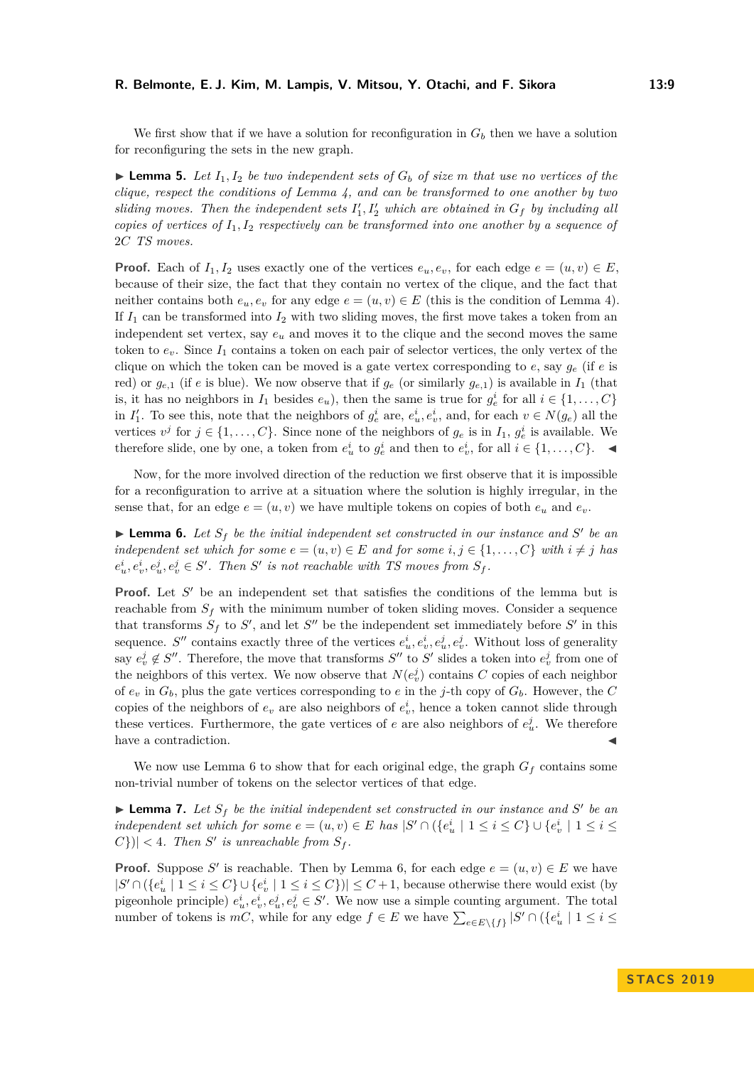We first show that if we have a solution for reconfiguration in $G_b$ then we have a solution for reconfiguring the sets in the new graph.

▶ **Lemma 5.** *Let $I_1, I_2$ be two independent sets of $G_b$ of size $m$ that use no vertices of the clique, respect the conditions of Lemma 4, and can be transformed to one another by two sliding moves. Then the independent sets $I_1', I_2'$ which are obtained in $G_f$ by including all copies of vertices of $I_1, I_2$ respectively can be transformed into one another by a sequence of $2C$ TS moves.*

**Proof.** Each of $I_1, I_2$ uses exactly one of the vertices $e_u, e_v$, for each edge $e = (u, v) \in E$, because of their size, the fact that they contain no vertex of the clique, and the fact that neither contains both $e_u, e_v$ for any edge $e = (u, v) \in E$ (this is the condition of Lemma 4). If $I_1$ can be transformed into $I_2$ with two sliding moves, the first move takes a token from an independent set vertex, say $e_u$ and moves it to the clique and the second moves the same token to $e_v$. Since $I_1$ contains a token on each pair of selector vertices, the only vertex of the clique on which the token can be moved is a gate vertex corresponding to $e$, say $g_e$ (if $e$ is red) or $g_{e,1}$ (if $e$ is blue). We now observe that if $g_e$ (or similarly $g_{e,1}$) is available in $I_1$ (that is, it has no neighbors in $I_1$ besides $e_u$), then the same is true for $g_e^i$ for all $i \in \{1, \dots, C\}$ in $I_1'$. To see this, note that the neighbors of $g_e^i$ are, $e_u^i, e_v^i$, and, for each $v \in N(g_e)$ all the vertices $v^j$ for $j \in \{1, \dots, C\}$. Since none of the neighbors of $g_e$ is in $I_1$, $g_e^i$ is available. We therefore slide, one by one, a token from $e_u^i$ to $g_e^i$ and then to $e_v^i$, for all $i \in \{1, \dots, C\}$. ◀

Now, for the more involved direction of the reduction we first observe that it is impossible for a reconfiguration to arrive at a situation where the solution is highly irregular, in the sense that, for an edge $e = (u, v)$ we have multiple tokens on copies of both $e_u$ and $e_v$.

▶ **Lemma 6.** *Let $S_f$ be the initial independent set constructed in our instance and $S'$ be an independent set which for some $e = (u, v) \in E$ and for some $i, j \in \{1, \dots, C\}$ with $i \neq j$ has $e_u^i, e_v^i, e_u^j, e_v^j \in S'$. Then $S'$ is not reachable with TS moves from $S_f$.*

**Proof.** Let $S'$ be an independent set that satisfies the conditions of the lemma but is reachable from $S_f$ with the minimum number of token sliding moves. Consider a sequence that transforms $S_f$ to $S'$, and let $S''$ be the independent set immediately before $S'$ in this sequence. $S''$ contains exactly three of the vertices $e_u^i, e_v^i, e_u^j, e_v^j$. Without loss of generality say $e_v^j \notin S''$. Therefore, the move that transforms $S''$ to $S'$ slides a token into $e_v^j$ from one of the neighbors of this vertex. We now observe that $N(e_v^j)$ contains $C$ copies of each neighbor of $e_v$ in $G_b$, plus the gate vertices corresponding to $e$ in the $j$-th copy of $G_b$. However, the $C$ copies of the neighbors of $e_v$ are also neighbors of $e_v^i$, hence a token cannot slide through these vertices. Furthermore, the gate vertices of $e$ are also neighbors of $e_u^j$. We therefore have a contradiction. ◀

We now use Lemma 6 to show that for each original edge, the graph $G_f$ contains some non-trivial number of tokens on the selector vertices of that edge.

▶ **Lemma 7.** *Let $S_f$ be the initial independent set constructed in our instance and $S'$ be an independent set which for some $e = (u, v) \in E$ has $|S' \cap (\{e_u^i \mid 1 \le i \le C\} \cup \{e_v^i \mid 1 \le i \le C\})| < 4$. Then $S'$ is unreachable from $S_f$.*

**Proof.** Suppose $S'$ is reachable. Then by Lemma 6, for each edge $e = (u, v) \in E$ we have $|S' \cap (\{e_u^i \mid 1 \le i \le C\} \cup \{e_v^i \mid 1 \le i \le C\})| \le C + 1$, because otherwise there would exist (by pigeonhole principle) $e_u^i, e_v^i, e_u^j, e_v^j \in S'$. We now use a simple counting argument. The total number of tokens is $mC$, while for any edge $f \in E$ we have $\sum_{e \in E \setminus \{f\}} |S' \cap (\{e_u^i \mid 1 \le i \le$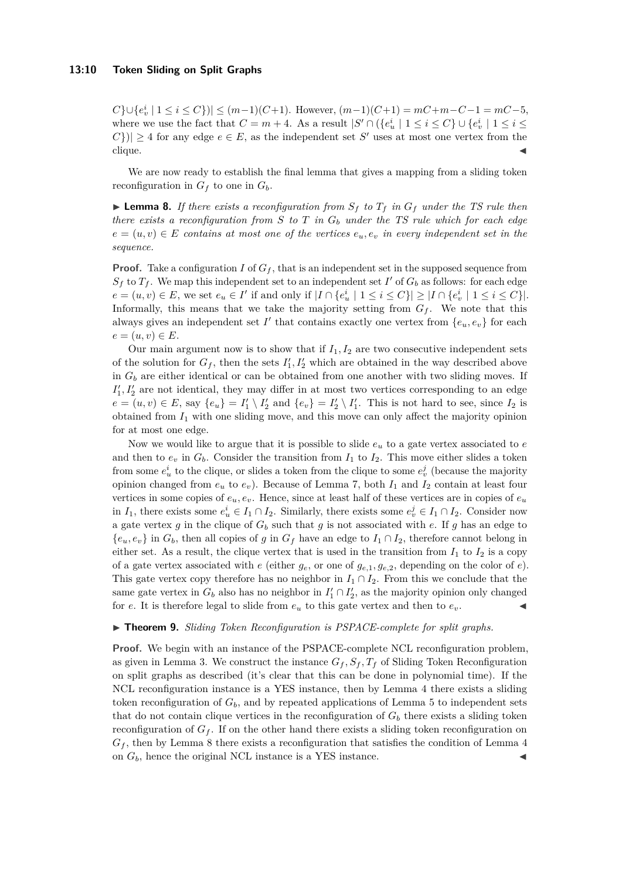$C\} \cup \{e_v^i \mid 1 \leq i \leq C\})| \leq (m-1)(C+1)$. However, $(m-1)(C+1) = mC+m-C-1 = mC-5$, where we use the fact that $C = m+4$. As a result $|S' \cap (\{e_u^i \mid 1 \leq i \leq C\} \cup \{e_v^i \mid 1 \leq i \leq C\})| \geq 4$ for any edge $e \in E$, as the independent set $S'$ uses at most one vertex from the clique. ◀

We are now ready to establish the final lemma that gives a mapping from a sliding token reconfiguration in $G_f$ to one in $G_b$.

▶ **Lemma 8.** *If there exists a reconfiguration from $S_f$ to $T_f$ in $G_f$ under the TS rule then there exists a reconfiguration from $S$ to $T$ in $G_b$ under the TS rule which for each edge $e = (u, v) \in E$ contains at most one of the vertices $e_u, e_v$ in every independent set in the sequence.*

**Proof.** Take a configuration $I$ of $G_f$, that is an independent set in the supposed sequence from $S_f$ to $T_f$. We map this independent set to an independent set $I'$ of $G_b$ as follows: for each edge $e = (u, v) \in E$, we set $e_u \in I'$ if and only if $|I \cap \{e_u^i \mid 1 \leq i \leq C\}| \geq |I \cap \{e_v^i \mid 1 \leq i \leq C\}|$. Informally, this means that we take the majority setting from $G_f$. We note that this always gives an independent set $I'$ that contains exactly one vertex from $\{e_u, e_v\}$ for each $e = (u, v) \in E$.

Our main argument now is to show that if $I_1, I_2$ are two consecutive independent sets of the solution for $G_f$, then the sets $I_1', I_2'$ which are obtained in the way described above in $G_b$ are either identical or can be obtained from one another with two sliding moves. If $I_1', I_2'$ are not identical, they may differ in at most two vertices corresponding to an edge $e = (u, v) \in E$, say $\{e_u\} = I_1' \setminus I_2'$ and $\{e_v\} = I_2' \setminus I_1'$. This is not hard to see, since $I_2$ is obtained from $I_1$ with one sliding move, and this move can only affect the majority opinion for at most one edge.

Now we would like to argue that it is possible to slide $e_u$ to a gate vertex associated to $e$ and then to $e_v$ in $G_b$. Consider the transition from $I_1$ to $I_2$. This move either slides a token from some $e_u^i$ to the clique, or slides a token from the clique to some $e_v^j$ (because the majority opinion changed from $e_u$ to $e_v$). Because of Lemma 7, both $I_1$ and $I_2$ contain at least four vertices in some copies of $e_u, e_v$. Hence, since at least half of these vertices are in copies of $e_u$ in $I_1$, there exists some $e_u^i \in I_1 \cap I_2$. Similarly, there exists some $e_v^j \in I_1 \cap I_2$. Consider now a gate vertex $g$ in the clique of $G_b$ such that $g$ is not associated with $e$. If $g$ has an edge to $\{e_u, e_v\}$ in $G_b$, then all copies of $g$ in $G_f$ have an edge to $I_1 \cap I_2$, therefore cannot belong in either set. As a result, the clique vertex that is used in the transition from $I_1$ to $I_2$ is a copy of a gate vertex associated with $e$ (either $g_e$, or one of $g_{e,1}, g_{e,2}$, depending on the color of $e$). This gate vertex copy therefore has no neighbor in $I_1 \cap I_2$. From this we conclude that the same gate vertex in $G_b$ also has no neighbor in $I_1' \cap I_2'$, as the majority opinion only changed for $e$. It is therefore legal to slide from $e_u$ to this gate vertex and then to $e_v$. ◀

▶ **Theorem 9.** *Sliding Token Reconfiguration is PSPACE-complete for split graphs.*

**Proof.** We begin with an instance of the PSPACE-complete NCL reconfiguration problem, as given in Lemma 3. We construct the instance $G_f, S_f, T_f$ of Sliding Token Reconfiguration on split graphs as described (it's clear that this can be done in polynomial time). If the NCL reconfiguration instance is a YES instance, then by Lemma 4 there exists a sliding token reconfiguration of $G_b$, and by repeated applications of Lemma 5 to independent sets that do not contain clique vertices in the reconfiguration of $G_b$ there exists a sliding token reconfiguration of $G_f$. If on the other hand there exists a sliding token reconfiguration on $G_f$, then by Lemma 8 there exists a reconfiguration that satisfies the condition of Lemma 4 on $G_b$, hence the original NCL instance is a YES instance. ◀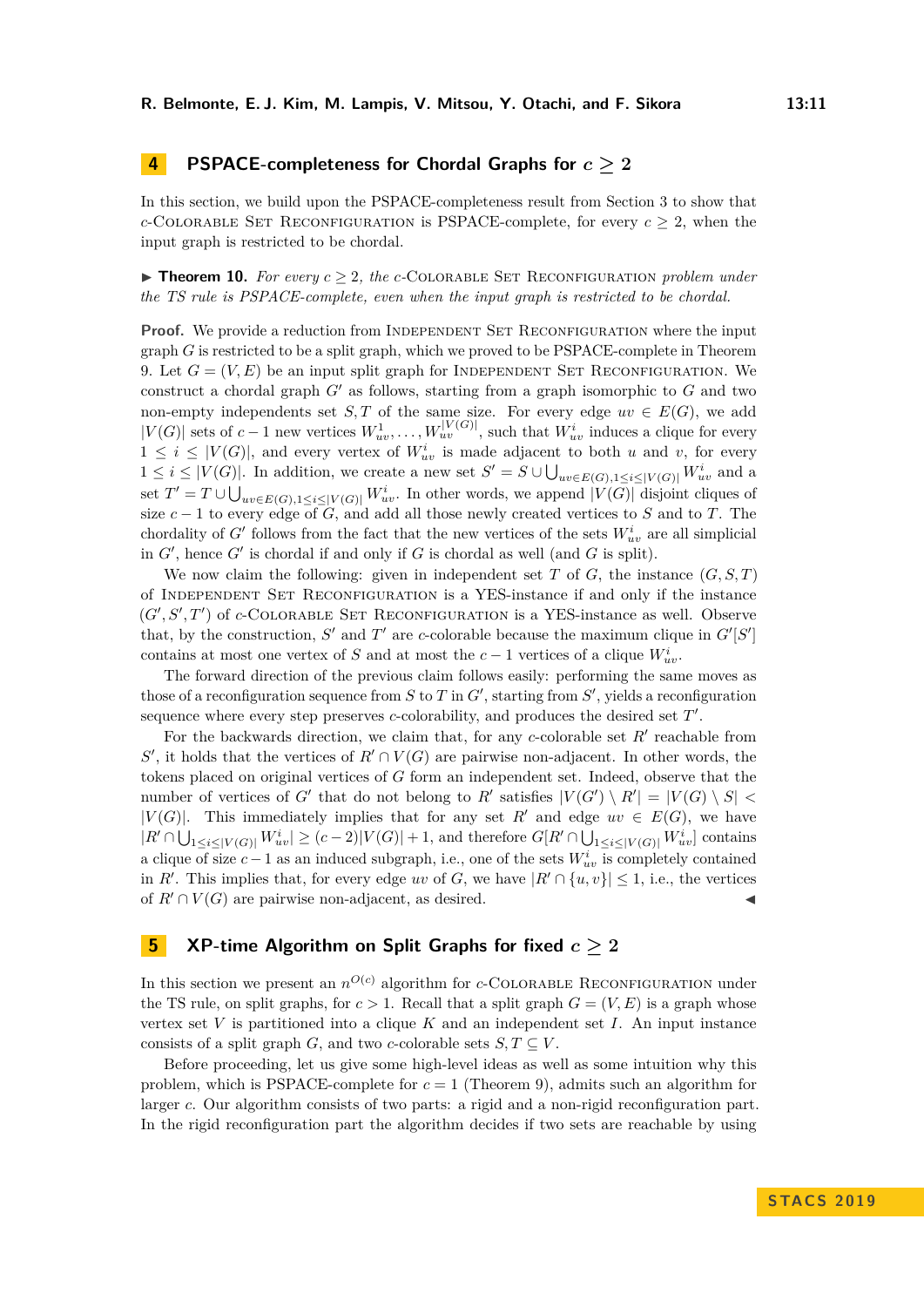## 4 PSPACE-completeness for Chordal Graphs for $c \geq 2$

In this section, we build upon the PSPACE-completeness result from Section 3 to show that $c$-Colorable Set Reconfiguration is PSPACE-complete, for every $c \geq 2$, when the input graph is restricted to be chordal.

▶ **Theorem 10.** *For every $c \geq 2$, the $c$-Colorable Set Reconfiguration problem under the TS rule is PSPACE-complete, even when the input graph is restricted to be chordal.*

**Proof.** We provide a reduction from Independent Set Reconfiguration where the input graph $G$ is restricted to be a split graph, which we proved to be PSPACE-complete in Theorem 9. Let $G = (V, E)$ be an input split graph for Independent Set Reconfiguration. We construct a chordal graph $G'$ as follows, starting from a graph isomorphic to $G$ and two non-empty independents set $S, T$ of the same size. For every edge $uv \in E(G)$, we add $|V(G)|$ sets of $c-1$ new vertices $W^1_{uv}, \ldots, W^{|V(G)|}_{uv}$, such that $W^i_{uv}$ induces a clique for every $1 \leq i \leq |V(G)|$, and every vertex of $W^i_{uv}$ is made adjacent to both $u$ and $v$, for every $1 \leq i \leq |V(G)|$. In addition, we create a new set $S' = S \cup \bigcup_{uv \in E(G), 1 \leq i \leq |V(G)|} W^i_{uv}$ and a set $T' = T \cup \bigcup_{uv \in E(G), 1 \leq i \leq |V(G)|} W^i_{uv}$. In other words, we append $|V(G)|$ disjoint cliques of size $c-1$ to every edge of $G$, and add all those newly created vertices to $S$ and to $T$. The chordality of $G'$ follows from the fact that the new vertices of the sets $W^i_{uv}$ are all simplicial in $G'$, hence $G'$ is chordal if and only if $G$ is chordal as well (and $G$ is split).

We now claim the following: given in independent set $T$ of $G$, the instance $(G, S, T)$ of Independent Set Reconfiguration is a YES-instance if and only if the instance $(G', S', T')$ of $c$-Colorable Set Reconfiguration is a YES-instance as well. Observe that, by the construction, $S'$ and $T'$ are $c$-colorable because the maximum clique in $G'[S']$ contains at most one vertex of $S$ and at most the $c-1$ vertices of a clique $W^i_{uv}$.

The forward direction of the previous claim follows easily: performing the same moves as those of a reconfiguration sequence from $S$ to $T$ in $G'$, starting from $S'$, yields a reconfiguration sequence where every step preserves $c$-colorability, and produces the desired set $T'$.

For the backwards direction, we claim that, for any $c$-colorable set $R'$ reachable from $S'$, it holds that the vertices of $R' \cap V(G)$ are pairwise non-adjacent. In other words, the tokens placed on original vertices of $G$ form an independent set. Indeed, observe that the number of vertices of $G'$ that do not belong to $R'$ satisfies $|V(G') \setminus R'| = |V(G) \setminus S| < |V(G)|$. This immediately implies that for any set $R'$ and edge $uv \in E(G)$, we have $|R' \cap \bigcup_{1 \leq i \leq |V(G)|} W^i_{uv}| \geq (c-2)|V(G)| + 1$, and therefore $G[R' \cap \bigcup_{1 \leq i \leq |V(G)|} W^i_{uv}]$ contains a clique of size $c-1$ as an induced subgraph, i.e., one of the sets $W^i_{uv}$ is completely contained in $R'$. This implies that, for every edge $uv$ of $G$, we have $|R' \cap \{u, v\}| \leq 1$, i.e., the vertices of $R' \cap V(G)$ are pairwise non-adjacent, as desired. ◀

## 5 XP-time Algorithm on Split Graphs for fixed $c \geq 2$

In this section we present an $n^{O(c)}$ algorithm for $c$-Colorable Reconfiguration under the TS rule, on split graphs, for $c > 1$. Recall that a split graph $G = (V, E)$ is a graph whose vertex set $V$ is partitioned into a clique $K$ and an independent set $I$. An input instance consists of a split graph $G$, and two $c$-colorable sets $S, T \subseteq V$.

Before proceeding, let us give some high-level ideas as well as some intuition why this problem, which is PSPACE-complete for $c = 1$ (Theorem 9), admits such an algorithm for larger $c$. Our algorithm consists of two parts: a rigid and a non-rigid reconfiguration part. In the rigid reconfiguration part the algorithm decides if two sets are reachable by using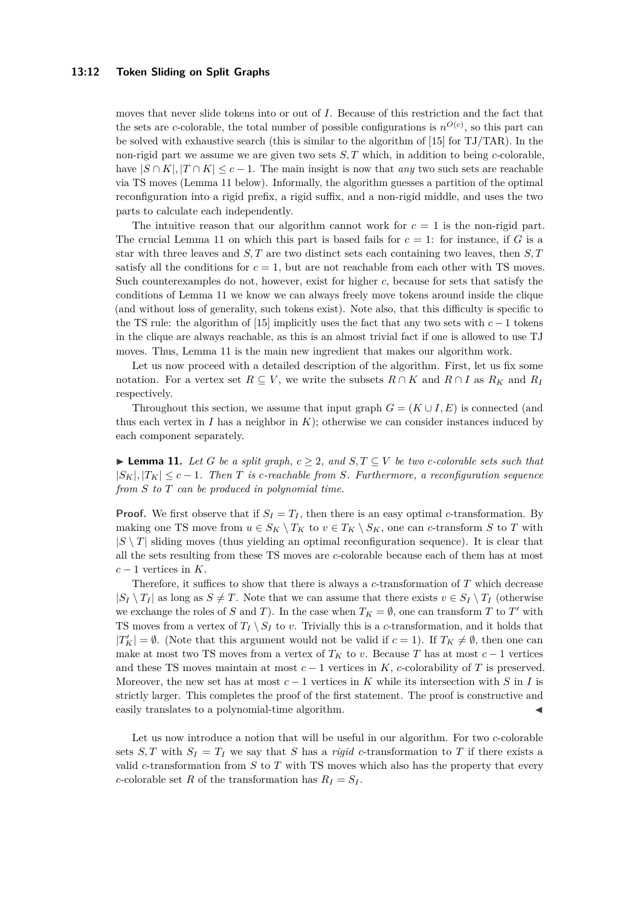moves that never slide tokens into or out of $I$. Because of this restriction and the fact that the sets are $c$-colorable, the total number of possible configurations is $n^{O(c)}$, so this part can be solved with exhaustive search (this is similar to the algorithm of [15] for TJ/TAR). In the non-rigid part we assume we are given two sets $S, T$ which, in addition to being $c$-colorable, have $|S \cap K|, |T \cap K| \leq c - 1$. The main insight is now that *any* two such sets are reachable via TS moves (Lemma 11 below). Informally, the algorithm guesses a partition of the optimal reconfiguration into a rigid prefix, a rigid suffix, and a non-rigid middle, and uses the two parts to calculate each independently.

The intuitive reason that our algorithm cannot work for $c = 1$ is the non-rigid part. The crucial Lemma 11 on which this part is based fails for $c = 1$: for instance, if $G$ is a star with three leaves and $S, T$ are two distinct sets each containing two leaves, then $S, T$ satisfy all the conditions for $c = 1$, but are not reachable from each other with TS moves. Such counterexamples do not, however, exist for higher $c$, because for sets that satisfy the conditions of Lemma 11 we know we can always freely move tokens around inside the clique (and without loss of generality, such tokens exist). Note also, that this difficulty is specific to the TS rule: the algorithm of [15] implicitly uses the fact that any two sets with $c - 1$ tokens in the clique are always reachable, as this is an almost trivial fact if one is allowed to use TJ moves. Thus, Lemma 11 is the main new ingredient that makes our algorithm work.

Let us now proceed with a detailed description of the algorithm. First, let us fix some notation. For a vertex set $R \subseteq V$, we write the subsets $R \cap K$ and $R \cap I$ as $R_K$ and $R_I$ respectively.

Throughout this section, we assume that input graph $G = (K \cup I, E)$ is connected (and thus each vertex in $I$ has a neighbor in $K$); otherwise we can consider instances induced by each component separately.

▶ **Lemma 11.** *Let $G$ be a split graph, $c \geq 2$, and $S, T \subseteq V$ be two $c$-colorable sets such that $|S_K|, |T_K| \leq c - 1$. Then $T$ is $c$-reachable from $S$. Furthermore, a reconfiguration sequence from $S$ to $T$ can be produced in polynomial time.*

**Proof.** We first observe that if $S_I = T_I$, then there is an easy optimal $c$-transformation. By making one TS move from $u \in S_K \setminus T_K$ to $v \in T_K \setminus S_K$, one can $c$-transform $S$ to $T$ with $|S \setminus T|$ sliding moves (thus yielding an optimal reconfiguration sequence). It is clear that all the sets resulting from these TS moves are $c$-colorable because each of them has at most $c - 1$ vertices in $K$.

Therefore, it suffices to show that there is always a $c$-transformation of $T$ which decrease $|S_I \setminus T_I|$ as long as $S \neq T$. Note that we can assume that there exists $v \in S_I \setminus T_I$ (otherwise we exchange the roles of $S$ and $T$). In the case when $T_K = \emptyset$, one can transform $T$ to $T'$ with TS moves from a vertex of $T_I \setminus S_I$ to $v$. Trivially this is a $c$-transformation, and it holds that $|T'_K| = \emptyset$. (Note that this argument would not be valid if $c = 1$). If $T_K \neq \emptyset$, then one can make at most two TS moves from a vertex of $T_K$ to $v$. Because $T$ has at most $c - 1$ vertices and these TS moves maintain at most $c - 1$ vertices in $K$, $c$-colorability of $T$ is preserved. Moreover, the new set has at most $c - 1$ vertices in $K$ while its intersection with $S$ in $I$ is strictly larger. This completes the proof of the first statement. The proof is constructive and easily translates to a polynomial-time algorithm. ◀

Let us now introduce a notion that will be useful in our algorithm. For two $c$-colorable sets $S, T$ with $S_I = T_I$ we say that $S$ has a *rigid* $c$-transformation to $T$ if there exists a valid $c$-transformation from $S$ to $T$ with TS moves which also has the property that every $c$-colorable set $R$ of the transformation has $R_I = S_I$.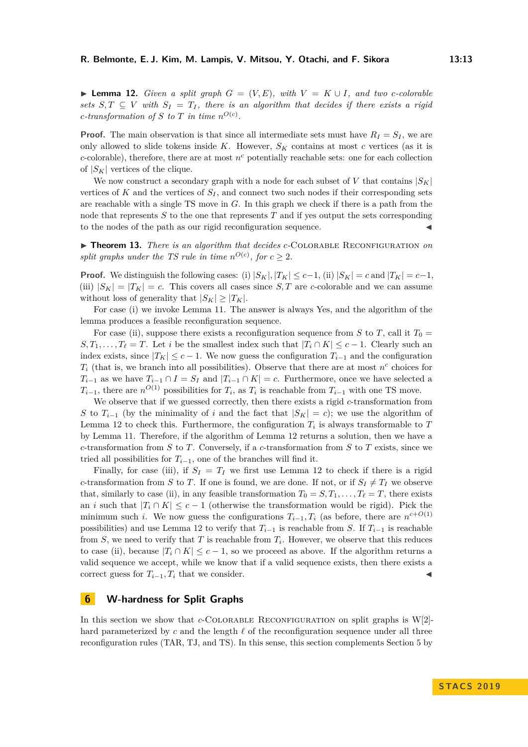▶ **Lemma 12.** *Given a split graph $G = (V, E)$, with $V = K \cup I$, and two $c$-colorable sets $S, T \subseteq V$ with $S_I = T_I$, there is an algorithm that decides if there exists a rigid $c$-transformation of $S$ to $T$ in time $n^{O(c)}$.*

**Proof.** The main observation is that since all intermediate sets must have $R_I = S_I$, we are only allowed to slide tokens inside $K$. However, $S_K$ contains at most $c$ vertices (as it is $c$-colorable), therefore, there are at most $n^c$ potentially reachable sets: one for each collection of $|S_K|$ vertices of the clique.

We now construct a secondary graph with a node for each subset of $V$ that contains $|S_K|$ vertices of $K$ and the vertices of $S_I$, and connect two such nodes if their corresponding sets are reachable with a single TS move in $G$. In this graph we check if there is a path from the node that represents $S$ to the one that represents $T$ and if yes output the sets corresponding to the nodes of the path as our rigid reconfiguration sequence. ◀

▶ **Theorem 13.** *There is an algorithm that decides $c$-Colorable Reconfiguration on split graphs under the TS rule in time $n^{O(c)}$, for $c \geq 2$.*

**Proof.** We distinguish the following cases: (i) $|S_K|, |T_K| \leq c-1$, (ii) $|S_K| = c$ and $|T_K| = c-1$, (iii) $|S_K| = |T_K| = c$. This covers all cases since $S, T$ are $c$-colorable and we can assume without loss of generality that $|S_K| \geq |T_K|$.

For case (i) we invoke Lemma 11. The answer is always Yes, and the algorithm of the lemma produces a feasible reconfiguration sequence.

For case (ii), suppose there exists a reconfiguration sequence from $S$ to $T$, call it $T_0 = S, T_1, \ldots, T_\ell = T$. Let $i$ be the smallest index such that $|T_i \cap K| \leq c-1$. Clearly such an index exists, since $|T_K| \leq c-1$. We now guess the configuration $T_{i-1}$ and the configuration $T_i$ (that is, we branch into all possibilities). Observe that there are at most $n^c$ choices for $T_{i-1}$ as we have $T_{i-1} \cap I = S_I$ and $|T_{i-1} \cap K| = c$. Furthermore, once we have selected a $T_{i-1}$, there are $n^{O(1)}$ possibilities for $T_i$, as $T_i$ is reachable from $T_{i-1}$ with one TS move.

We observe that if we guessed correctly, then there exists a rigid $c$-transformation from $S$ to $T_{i-1}$ (by the minimality of $i$ and the fact that $|S_K| = c$); we use the algorithm of Lemma 12 to check this. Furthermore, the configuration $T_i$ is always transformable to $T$ by Lemma 11. Therefore, if the algorithm of Lemma 12 returns a solution, then we have a $c$-transformation from $S$ to $T$. Conversely, if a $c$-transformation from $S$ to $T$ exists, since we tried all possibilities for $T_{i-1}$, one of the branches will find it.

Finally, for case (iii), if $S_I = T_I$ we first use Lemma 12 to check if there is a rigid $c$-transformation from $S$ to $T$. If one is found, we are done. If not, or if $S_I \neq T_I$ we observe that, similarly to case (ii), in any feasible transformation $T_0 = S, T_1, \ldots, T_\ell = T$, there exists an $i$ such that $|T_i \cap K| \leq c-1$ (otherwise the transformation would be rigid). Pick the minimum such $i$. We now guess the configurations $T_{i-1}, T_i$ (as before, there are $n^{c+O(1)}$ possibilities) and use Lemma 12 to verify that $T_{i-1}$ is reachable from $S$. If $T_{i-1}$ is reachable from $S$, we need to verify that $T$ is reachable from $T_i$. However, we observe that this reduces to case (ii), because $|T_i \cap K| \leq c-1$, so we proceed as above. If the algorithm returns a valid sequence we accept, while we know that if a valid sequence exists, then there exists a correct guess for $T_{i-1}, T_i$ that we consider. ◀

## 6 W-hardness for Split Graphs

In this section we show that $c$-Colorable Reconfiguration on split graphs is W[2]-hard parameterized by $c$ and the length $\ell$ of the reconfiguration sequence under all three reconfiguration rules (TAR, TJ, and TS). In this sense, this section complements Section 5 by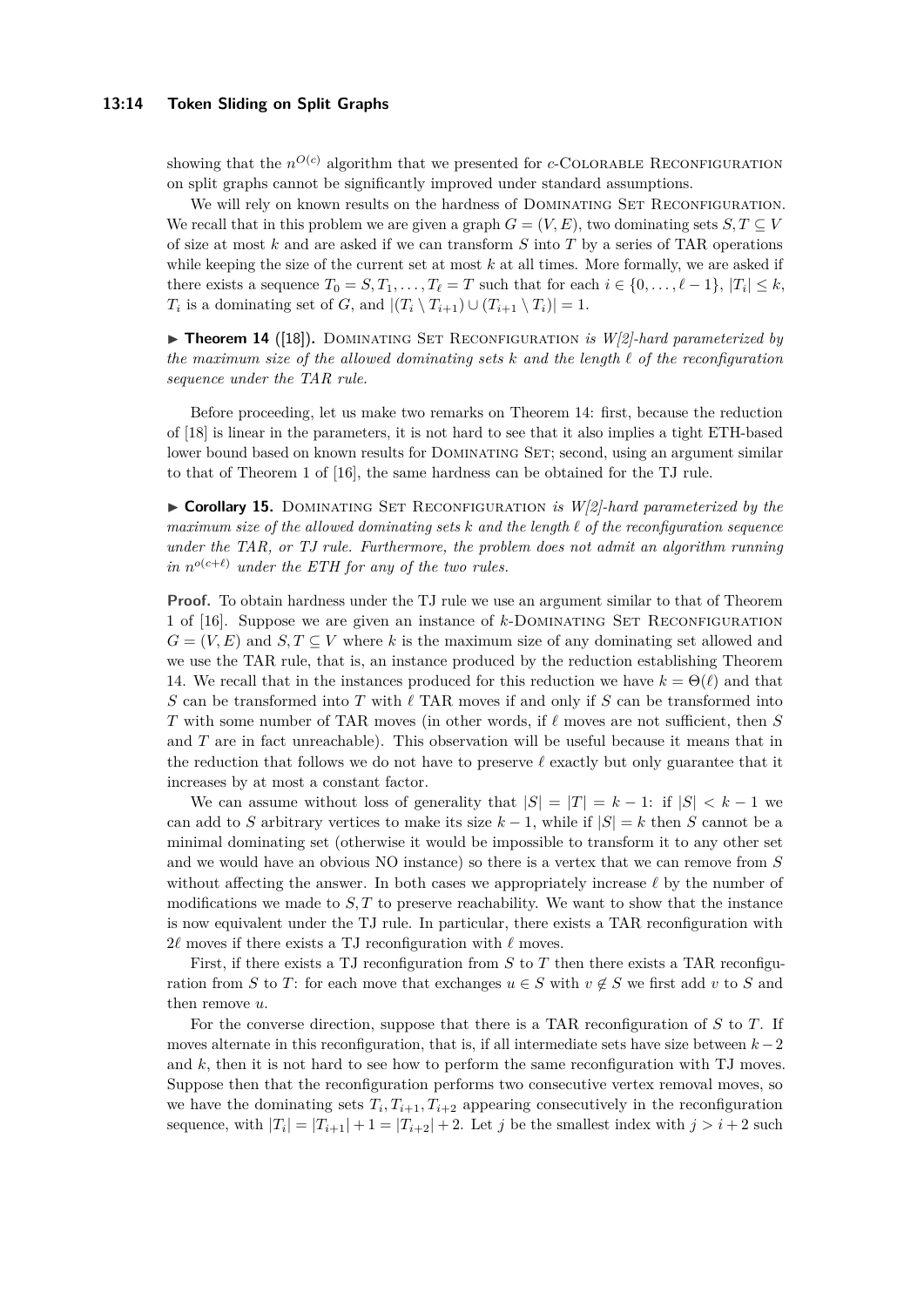showing that the $n^{O(c)}$ algorithm that we presented for $c$-Colorable Reconfiguration on split graphs cannot be significantly improved under standard assumptions.

We will rely on known results on the hardness of Dominating Set Reconfiguration. We recall that in this problem we are given a graph $G = (V, E)$, two dominating sets $S, T \subseteq V$ of size at most $k$ and are asked if we can transform $S$ into $T$ by a series of TAR operations while keeping the size of the current set at most $k$ at all times. More formally, we are asked if there exists a sequence $T_0 = S, T_1, \ldots, T_\ell = T$ such that for each $i \in \{0, \ldots, \ell - 1\}$, $|T_i| \leq k$, $T_i$ is a dominating set of $G$, and $|(T_i \setminus T_{i+1}) \cup (T_{i+1} \setminus T_i)| = 1$.

▶ **Theorem 14** ([18])**.** *Dominating Set Reconfiguration is W[2]-hard parameterized by the maximum size of the allowed dominating sets $k$ and the length $\ell$ of the reconfiguration sequence under the TAR rule.*

Before proceeding, let us make two remarks on Theorem 14: first, because the reduction of [18] is linear in the parameters, it is not hard to see that it also implies a tight ETH-based lower bound based on known results for Dominating Set; second, using an argument similar to that of Theorem 1 of [16], the same hardness can be obtained for the TJ rule.

▶ **Corollary 15.** *Dominating Set Reconfiguration is W[2]-hard parameterized by the maximum size of the allowed dominating sets $k$ and the length $\ell$ of the reconfiguration sequence under the TAR, or TJ rule. Furthermore, the problem does not admit an algorithm running in $n^{o(c+\ell)}$ under the ETH for any of the two rules.*

**Proof.** To obtain hardness under the TJ rule we use an argument similar to that of Theorem 1 of [16]. Suppose we are given an instance of $k$-Dominating Set Reconfiguration $G = (V, E)$ and $S, T \subseteq V$ where $k$ is the maximum size of any dominating set allowed and we use the TAR rule, that is, an instance produced by the reduction establishing Theorem 14. We recall that in the instances produced for this reduction we have $k = \Theta(\ell)$ and that $S$ can be transformed into $T$ with $\ell$ TAR moves if and only if $S$ can be transformed into $T$ with some number of TAR moves (in other words, if $\ell$ moves are not sufficient, then $S$ and $T$ are in fact unreachable). This observation will be useful because it means that in the reduction that follows we do not have to preserve $\ell$ exactly but only guarantee that it increases by at most a constant factor.

We can assume without loss of generality that $|S| = |T| = k - 1$: if $|S| < k - 1$ we can add to $S$ arbitrary vertices to make its size $k - 1$, while if $|S| = k$ then $S$ cannot be a minimal dominating set (otherwise it would be impossible to transform it to any other set and we would have an obvious NO instance) so there is a vertex that we can remove from $S$ without affecting the answer. In both cases we appropriately increase $\ell$ by the number of modifications we made to $S, T$ to preserve reachability. We want to show that the instance is now equivalent under the TJ rule. In particular, there exists a TAR reconfiguration with $2\ell$ moves if there exists a TJ reconfiguration with $\ell$ moves.

First, if there exists a TJ reconfiguration from $S$ to $T$ then there exists a TAR reconfiguration from $S$ to $T$: for each move that exchanges $u \in S$ with $v \notin S$ we first add $v$ to $S$ and then remove $u$.

For the converse direction, suppose that there is a TAR reconfiguration of $S$ to $T$. If moves alternate in this reconfiguration, that is, if all intermediate sets have size between $k-2$ and $k$, then it is not hard to see how to perform the same reconfiguration with TJ moves. Suppose then that the reconfiguration performs two consecutive vertex removal moves, so we have the dominating sets $T_i, T_{i+1}, T_{i+2}$ appearing consecutively in the reconfiguration sequence, with $|T_i| = |T_{i+1}| + 1 = |T_{i+2}| + 2$. Let $j$ be the smallest index with $j > i + 2$ such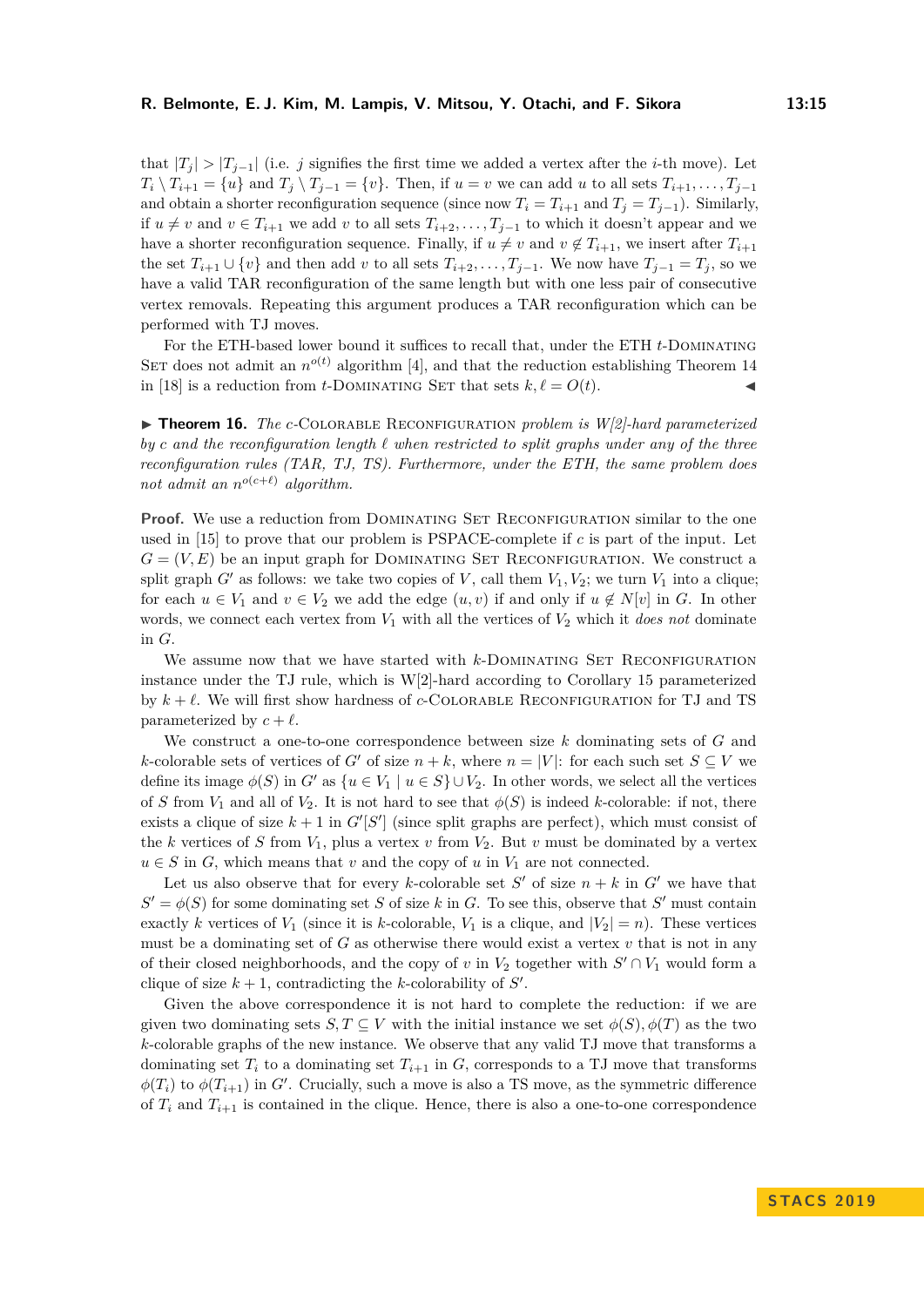that $|T_j| > |T_{j-1}|$ (i.e. $j$ signifies the first time we added a vertex after the $i$-th move). Let $T_i \setminus T_{i+1} = \{u\}$ and $T_j \setminus T_{j-1} = \{v\}$. Then, if $u = v$ we can add $u$ to all sets $T_{i+1}, \dots, T_{j-1}$ and obtain a shorter reconfiguration sequence (since now $T_i = T_{i+1}$ and $T_j = T_{j-1}$). Similarly, if $u \neq v$ and $v \in T_{i+1}$ we add $v$ to all sets $T_{i+2}, \dots, T_{j-1}$ to which it doesn't appear and we have a shorter reconfiguration sequence. Finally, if $u \neq v$ and $v \notin T_{i+1}$, we insert after $T_{i+1}$ the set $T_{i+1} \cup \{v\}$ and then add $v$ to all sets $T_{i+2}, \dots, T_{j-1}$. We now have $T_{j-1} = T_j$, so we have a valid TAR reconfiguration of the same length but with one less pair of consecutive vertex removals. Repeating this argument produces a TAR reconfiguration which can be performed with TJ moves.

For the ETH-based lower bound it suffices to recall that, under the ETH $t$-Dominating Set does not admit an $n^{o(t)}$ algorithm [4], and that the reduction establishing Theorem 14 in [18] is a reduction from $t$-Dominating Set that sets $k, \ell = O(t)$. ◀

▶ **Theorem 16.** *The $c$-Colorable Reconfiguration problem is W[2]-hard parameterized by $c$ and the reconfiguration length $\ell$ when restricted to split graphs under any of the three reconfiguration rules (TAR, TJ, TS). Furthermore, under the ETH, the same problem does not admit an $n^{o(c+\ell)}$ algorithm.*

**Proof.** We use a reduction from Dominating Set Reconfiguration similar to the one used in [15] to prove that our problem is PSPACE-complete if $c$ is part of the input. Let $G = (V, E)$ be an input graph for Dominating Set Reconfiguration. We construct a split graph $G'$ as follows: we take two copies of $V$, call them $V_1, V_2$; we turn $V_1$ into a clique; for each $u \in V_1$ and $v \in V_2$ we add the edge $(u, v)$ if and only if $u \notin N[v]$ in $G$. In other words, we connect each vertex from $V_1$ with all the vertices of $V_2$ which it *does not* dominate in $G$.

We assume now that we have started with $k$-Dominating Set Reconfiguration instance under the TJ rule, which is W[2]-hard according to Corollary 15 parameterized by $k + \ell$. We will first show hardness of $c$-Colorable Reconfiguration for TJ and TS parameterized by $c + \ell$.

We construct a one-to-one correspondence between size $k$ dominating sets of $G$ and $k$-colorable sets of vertices of $G'$ of size $n + k$, where $n = |V|$: for each such set $S \subseteq V$ we define its image $\phi(S)$ in $G'$ as $\{u \in V_1 \mid u \in S\} \cup V_2$. In other words, we select all the vertices of $S$ from $V_1$ and all of $V_2$. It is not hard to see that $\phi(S)$ is indeed $k$-colorable: if not, there exists a clique of size $k + 1$ in $G'[S']$ (since split graphs are perfect), which must consist of the $k$ vertices of $S$ from $V_1$, plus a vertex $v$ from $V_2$. But $v$ must be dominated by a vertex $u \in S$ in $G$, which means that $v$ and the copy of $u$ in $V_1$ are not connected.

Let us also observe that for every $k$-colorable set $S'$ of size $n + k$ in $G'$ we have that $S' = \phi(S)$ for some dominating set $S$ of size $k$ in $G$. To see this, observe that $S'$ must contain exactly $k$ vertices of $V_1$ (since it is $k$-colorable, $V_1$ is a clique, and $|V_2| = n$). These vertices must be a dominating set of $G$ as otherwise there would exist a vertex $v$ that is not in any of their closed neighborhoods, and the copy of $v$ in $V_2$ together with $S' \cap V_1$ would form a clique of size $k + 1$, contradicting the $k$-colorability of $S'$.

Given the above correspondence it is not hard to complete the reduction: if we are given two dominating sets $S, T \subseteq V$ with the initial instance we set $\phi(S), \phi(T)$ as the two $k$-colorable graphs of the new instance. We observe that any valid TJ move that transforms a dominating set $T_i$ to a dominating set $T_{i+1}$ in $G$, corresponds to a TJ move that transforms $\phi(T_i)$ to $\phi(T_{i+1})$ in $G'$. Crucially, such a move is also a TS move, as the symmetric difference of $T_i$ and $T_{i+1}$ is contained in the clique. Hence, there is also a one-to-one correspondence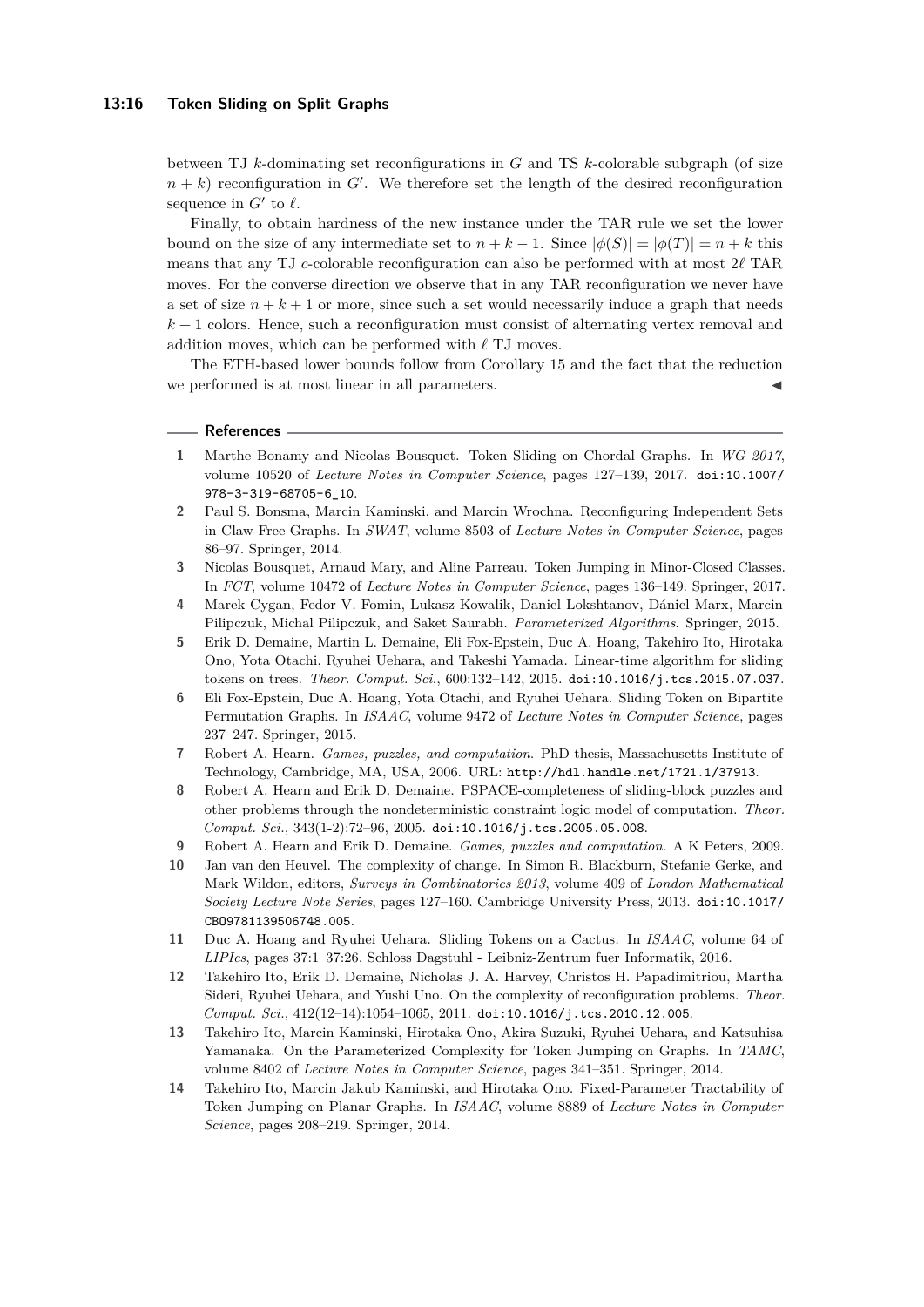between TJ $k$-dominating set reconfigurations in $G$ and TS $k$-colorable subgraph (of size $n+k$) reconfiguration in $G'$. We therefore set the length of the desired reconfiguration sequence in $G'$ to $\ell$.

Finally, to obtain hardness of the new instance under the TAR rule we set the lower bound on the size of any intermediate set to $n+k-1$. Since $|\phi(S)| = |\phi(T)| = n+k$ this means that any TJ $c$-colorable reconfiguration can also be performed with at most $2\ell$ TAR moves. For the converse direction we observe that in any TAR reconfiguration we never have a set of size $n+k+1$ or more, since such a set would necessarily induce a graph that needs $k+1$ colors. Hence, such a reconfiguration must consist of alternating vertex removal and addition moves, which can be performed with $\ell$ TJ moves.

The ETH-based lower bounds follow from Corollary 15 and the fact that the reduction we performed is at most linear in all parameters. ◀

## References

1. Marthe Bonamy and Nicolas Bousquet. Token Sliding on Chordal Graphs. In *WG 2017*, volume 10520 of *Lecture Notes in Computer Science*, pages 127–139, 2017. doi:10.1007/978-3-319-68705-6_10.
2. Paul S. Bonsma, Marcin Kaminski, and Marcin Wrochna. Reconfiguring Independent Sets in Claw-Free Graphs. In *SWAT*, volume 8503 of *Lecture Notes in Computer Science*, pages 86–97. Springer, 2014.
3. Nicolas Bousquet, Arnaud Mary, and Aline Parreau. Token Jumping in Minor-Closed Classes. In *FCT*, volume 10472 of *Lecture Notes in Computer Science*, pages 136–149. Springer, 2017.
4. Marek Cygan, Fedor V. Fomin, Lukasz Kowalik, Daniel Lokshtanov, Dániel Marx, Marcin Pilipczuk, Michal Pilipczuk, and Saket Saurabh. *Parameterized Algorithms*. Springer, 2015.
5. Erik D. Demaine, Martin L. Demaine, Eli Fox-Epstein, Duc A. Hoang, Takehiro Ito, Hirotaka Ono, Yota Otachi, Ryuhei Uehara, and Takeshi Yamada. Linear-time algorithm for sliding tokens on trees. *Theor. Comput. Sci.*, 600:132–142, 2015. doi:10.1016/j.tcs.2015.07.037.
6. Eli Fox-Epstein, Duc A. Hoang, Yota Otachi, and Ryuhei Uehara. Sliding Token on Bipartite Permutation Graphs. In *ISAAC*, volume 9472 of *Lecture Notes in Computer Science*, pages 237–247. Springer, 2015.
7. Robert A. Hearn. *Games, puzzles, and computation*. PhD thesis, Massachusetts Institute of Technology, Cambridge, MA, USA, 2006. URL: http://hdl.handle.net/1721.1/37913.
8. Robert A. Hearn and Erik D. Demaine. PSPACE-completeness of sliding-block puzzles and other problems through the nondeterministic constraint logic model of computation. *Theor. Comput. Sci.*, 343(1-2):72–96, 2005. doi:10.1016/j.tcs.2005.05.008.
9. Robert A. Hearn and Erik D. Demaine. *Games, puzzles and computation*. A K Peters, 2009.
10. Jan van den Heuvel. The complexity of change. In Simon R. Blackburn, Stefanie Gerke, and Mark Wildon, editors, *Surveys in Combinatorics 2013*, volume 409 of *London Mathematical Society Lecture Note Series*, pages 127–160. Cambridge University Press, 2013. doi:10.1017/CBO9781139506748.005.
11. Duc A. Hoang and Ryuhei Uehara. Sliding Tokens on a Cactus. In *ISAAC*, volume 64 of *LIPIcs*, pages 37:1–37:26. Schloss Dagstuhl - Leibniz-Zentrum fuer Informatik, 2016.
12. Takehiro Ito, Erik D. Demaine, Nicholas J. A. Harvey, Christos H. Papadimitriou, Martha Sideri, Ryuhei Uehara, and Yushi Uno. On the complexity of reconfiguration problems. *Theor. Comput. Sci.*, 412(12–14):1054–1065, 2011. doi:10.1016/j.tcs.2010.12.005.
13. Takehiro Ito, Marcin Kaminski, Hirotaka Ono, Akira Suzuki, Ryuhei Uehara, and Katsuhisa Yamanaka. On the Parameterized Complexity for Token Jumping on Graphs. In *TAMC*, volume 8402 of *Lecture Notes in Computer Science*, pages 341–351. Springer, 2014.
14. Takehiro Ito, Marcin Jakub Kaminski, and Hirotaka Ono. Fixed-Parameter Tractability of Token Jumping on Planar Graphs. In *ISAAC*, volume 8889 of *Lecture Notes in Computer Science*, pages 208–219. Springer, 2014.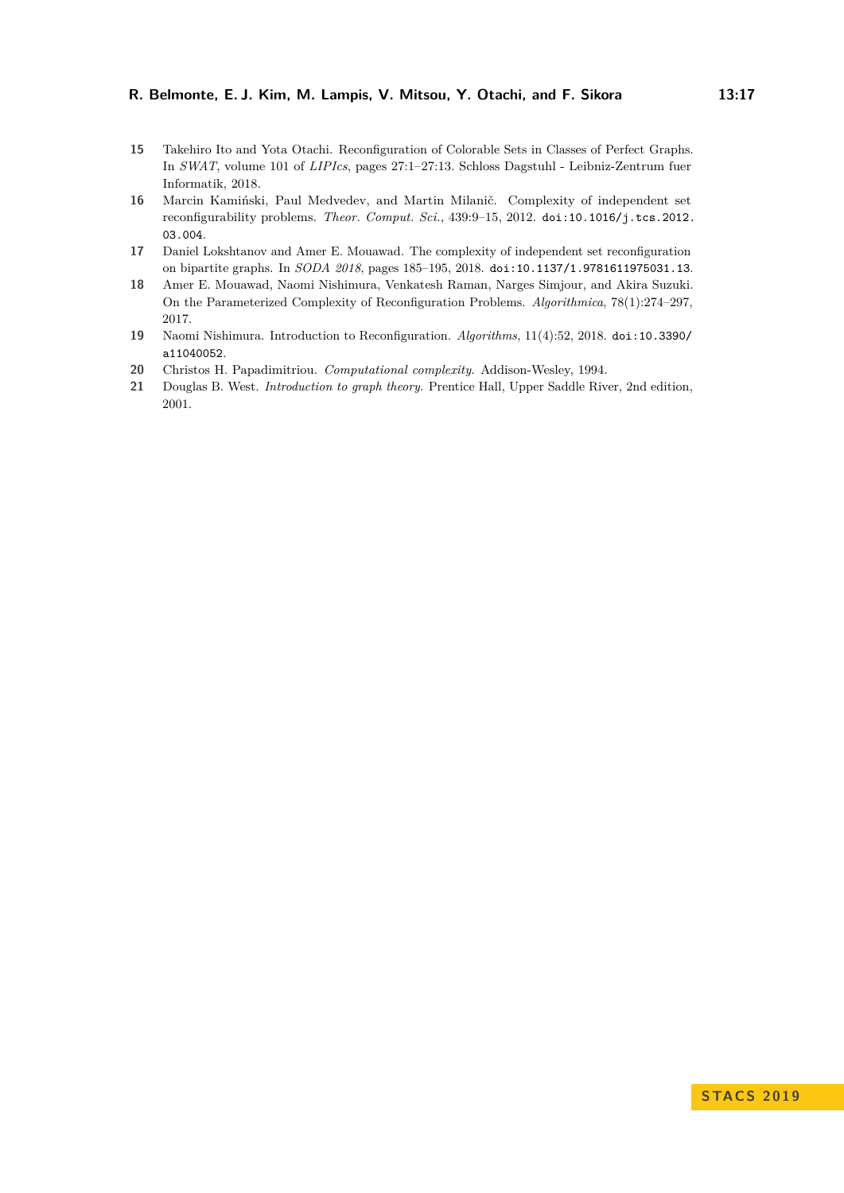15 Takehiro Ito and Yota Otachi. Reconfiguration of Colorable Sets in Classes of Perfect Graphs. In *SWAT*, volume 101 of *LIPIcs*, pages 27:1–27:13. Schloss Dagstuhl - Leibniz-Zentrum fuer Informatik, 2018.

16 Marcin Kamiński, Paul Medvedev, and Martin Milanič. Complexity of independent set reconfigurability problems. *Theor. Comput. Sci.*, 439:9–15, 2012. doi:10.1016/j.tcs.2012.03.004.

17 Daniel Lokshtanov and Amer E. Mouawad. The complexity of independent set reconfiguration on bipartite graphs. In *SODA 2018*, pages 185–195, 2018. doi:10.1137/1.9781611975031.13.

18 Amer E. Mouawad, Naomi Nishimura, Venkatesh Raman, Narges Simjour, and Akira Suzuki. On the Parameterized Complexity of Reconfiguration Problems. *Algorithmica*, 78(1):274–297, 2017.

19 Naomi Nishimura. Introduction to Reconfiguration. *Algorithms*, 11(4):52, 2018. doi:10.3390/a11040052.

20 Christos H. Papadimitriou. *Computational complexity*. Addison-Wesley, 1994.

21 Douglas B. West. *Introduction to graph theory*. Prentice Hall, Upper Saddle River, 2nd edition, 2001.